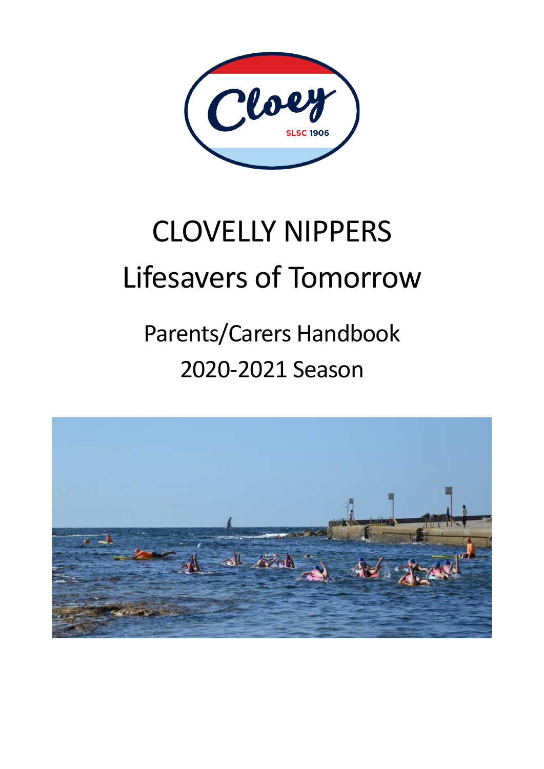# CLOVELLY NIPPERS

# Lifesavers of Tomorrow

## Parents/Carers Handbook

## 2020-2021 Season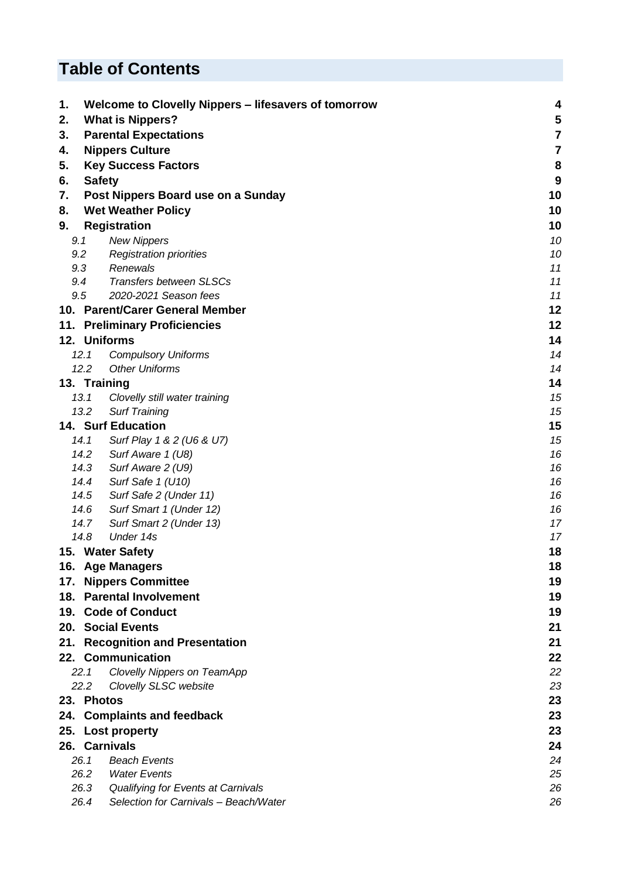# Table of Contents

| | | |
|---|---|---|
| **1.** | **Welcome to Clovelly Nippers – lifesavers of tomorrow** | **4** |
| **2.** | **What is Nippers?** | **5** |
| **3.** | **Parental Expectations** | **7** |
| **4.** | **Nippers Culture** | **7** |
| **5.** | **Key Success Factors** | **8** |
| **6.** | **Safety** | **9** |
| **7.** | **Post Nippers Board use on a Sunday** | **10** |
| **8.** | **Wet Weather Policy** | **10** |
| **9.** | **Registration** | **10** |
| *9.1* | *New Nippers* | *10* |
| *9.2* | *Registration priorities* | *10* |
| *9.3* | *Renewals* | *11* |
| *9.4* | *Transfers between SLSCs* | *11* |
| *9.5* | *2020-2021 Season fees* | *11* |
| **10.** | **Parent/Carer General Member** | **12** |
| **11.** | **Preliminary Proficiencies** | **12** |
| **12.** | **Uniforms** | **14** |
| *12.1* | *Compulsory Uniforms* | *14* |
| *12.2* | *Other Uniforms* | *14* |
| **13.** | **Training** | **14** |
| *13.1* | *Clovelly still water training* | *15* |
| *13.2* | *Surf Training* | *15* |
| **14.** | **Surf Education** | **15** |
| *14.1* | *Surf Play 1 & 2 (U6 & U7)* | *15* |
| *14.2* | *Surf Aware 1 (U8)* | *16* |
| *14.3* | *Surf Aware 2 (U9)* | *16* |
| *14.4* | *Surf Safe 1 (U10)* | *16* |
| *14.5* | *Surf Safe 2 (Under 11)* | *16* |
| *14.6* | *Surf Smart 1 (Under 12)* | *16* |
| *14.7* | *Surf Smart 2 (Under 13)* | *17* |
| *14.8* | *Under 14s* | *17* |
| **15.** | **Water Safety** | **18** |
| **16.** | **Age Managers** | **18** |
| **17.** | **Nippers Committee** | **19** |
| **18.** | **Parental Involvement** | **19** |
| **19.** | **Code of Conduct** | **19** |
| **20.** | **Social Events** | **21** |
| **21.** | **Recognition and Presentation** | **21** |
| **22.** | **Communication** | **22** |
| *22.1* | *Clovelly Nippers on TeamApp* | *22* |
| *22.2* | *Clovelly SLSC website* | *23* |
| **23.** | **Photos** | **23** |
| **24.** | **Complaints and feedback** | **23** |
| **25.** | **Lost property** | **23** |
| **26.** | **Carnivals** | **24** |
| *26.1* | *Beach Events* | *24* |
| *26.2* | *Water Events* | *25* |
| *26.3* | *Qualifying for Events at Carnivals* | *26* |
| *26.4* | *Selection for Carnivals – Beach/Water* | *26* |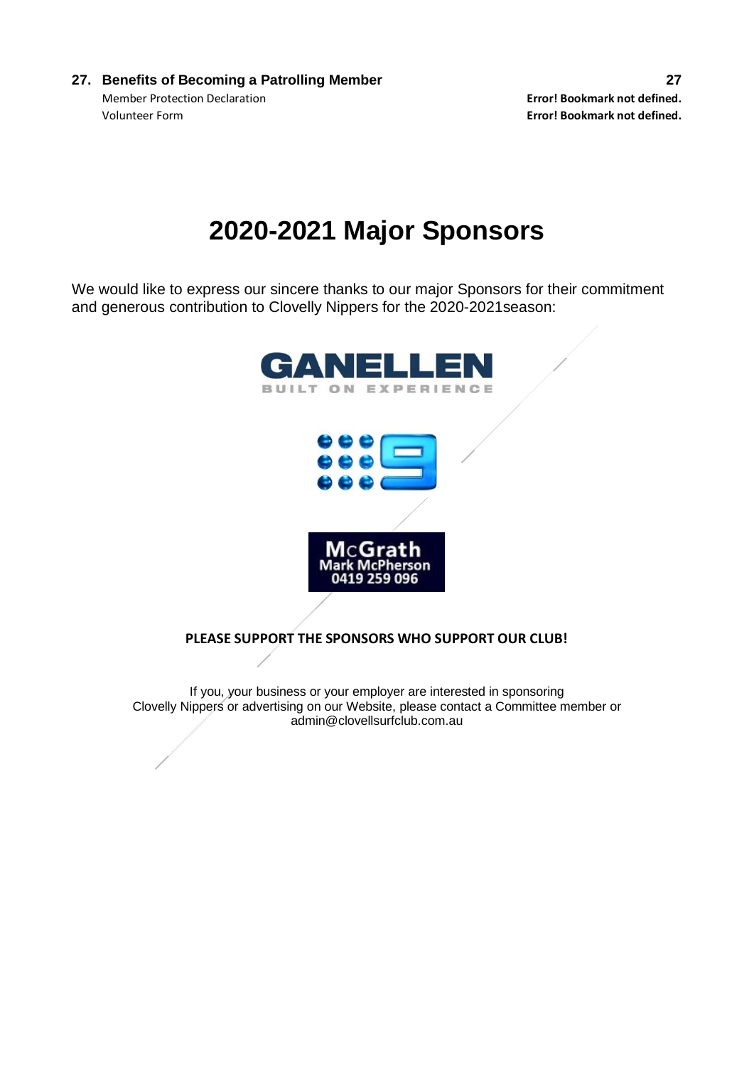27. **Benefits of Becoming a Patrolling Member** 27

Member Protection Declaration Error! Bookmark not defined.

Volunteer Form Error! Bookmark not defined.

# 2020-2021 Major Sponsors

We would like to express our sincere thanks to our major Sponsors for their commitment and generous contribution to Clovelly Nippers for the 2020-2021season:

GANELLEN
BUILT ON EXPERIENCE

McGrath
Mark McPherson
0419 259 096

**PLEASE SUPPORT THE SPONSORS WHO SUPPORT OUR CLUB!**

If you, your business or your employer are interested in sponsoring Clovelly Nippers or advertising on our Website, please contact a Committee member or admin@clovellsurfclub.com.au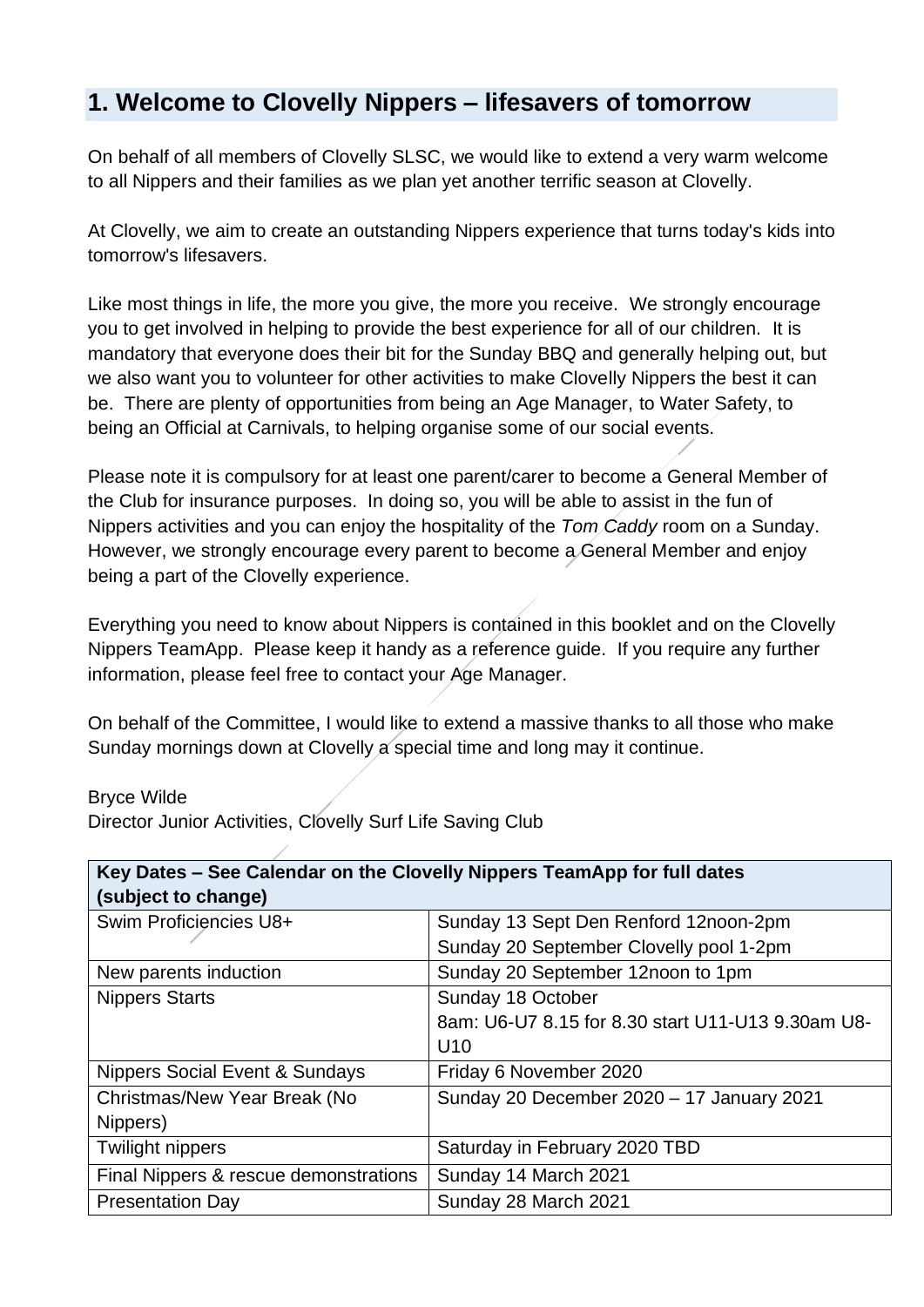## 1. Welcome to Clovelly Nippers – lifesavers of tomorrow

On behalf of all members of Clovelly SLSC, we would like to extend a very warm welcome to all Nippers and their families as we plan yet another terrific season at Clovelly.

At Clovelly, we aim to create an outstanding Nippers experience that turns today's kids into tomorrow's lifesavers.

Like most things in life, the more you give, the more you receive. We strongly encourage you to get involved in helping to provide the best experience for all of our children. It is mandatory that everyone does their bit for the Sunday BBQ and generally helping out, but we also want you to volunteer for other activities to make Clovelly Nippers the best it can be. There are plenty of opportunities from being an Age Manager, to Water Safety, to being an Official at Carnivals, to helping organise some of our social events.

Please note it is compulsory for at least one parent/carer to become a General Member of the Club for insurance purposes. In doing so, you will be able to assist in the fun of Nippers activities and you can enjoy the hospitality of the *Tom Caddy* room on a Sunday. However, we strongly encourage every parent to become a General Member and enjoy being a part of the Clovelly experience.

Everything you need to know about Nippers is contained in this booklet and on the Clovelly Nippers TeamApp. Please keep it handy as a reference guide. If you require any further information, please feel free to contact your Age Manager.

On behalf of the Committee, I would like to extend a massive thanks to all those who make Sunday mornings down at Clovelly a special time and long may it continue.

Bryce Wilde
Director Junior Activities, Clovelly Surf Life Saving Club

| **Key Dates – See Calendar on the Clovelly Nippers TeamApp for full dates (subject to change)** | |
|---|---|
| Swim Proficiencies U8+ | Sunday 13 Sept Den Renford 12noon-2pm<br>Sunday 20 September Clovelly pool 1-2pm |
| New parents induction | Sunday 20 September 12noon to 1pm |
| Nippers Starts | Sunday 18 October<br>8am: U6-U7 8.15 for 8.30 start U11-U13 9.30am U8-U10 |
| Nippers Social Event & Sundays | Friday 6 November 2020 |
| Christmas/New Year Break (No Nippers) | Sunday 20 December 2020 – 17 January 2021 |
| Twilight nippers | Saturday in February 2020 TBD |
| Final Nippers & rescue demonstrations | Sunday 14 March 2021 |
| Presentation Day | Sunday 28 March 2021 |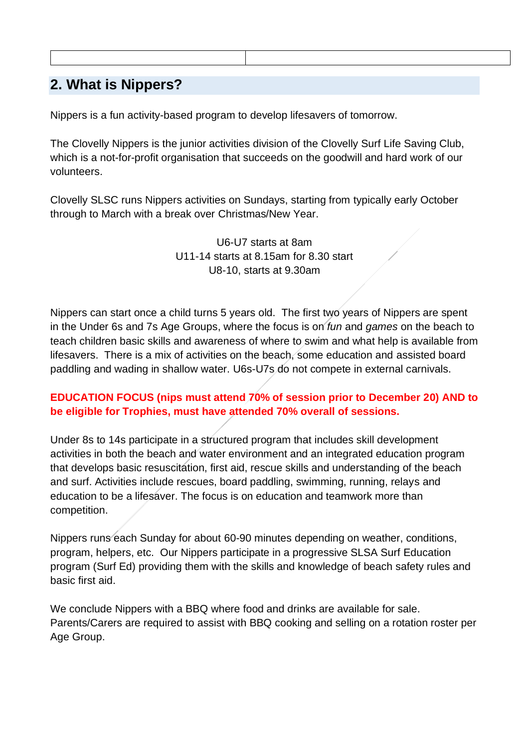## 2. What is Nippers?

Nippers is a fun activity-based program to develop lifesavers of tomorrow.

The Clovelly Nippers is the junior activities division of the Clovelly Surf Life Saving Club, which is a not-for-profit organisation that succeeds on the goodwill and hard work of our volunteers.

Clovelly SLSC runs Nippers activities on Sundays, starting from typically early October through to March with a break over Christmas/New Year.

U6-U7 starts at 8am
U11-14 starts at 8.15am for 8.30 start
U8-10, starts at 9.30am

Nippers can start once a child turns 5 years old. The first two years of Nippers are spent in the Under 6s and 7s Age Groups, where the focus is on *fun* and *games* on the beach to teach children basic skills and awareness of where to swim and what help is available from lifesavers. There is a mix of activities on the beach, some education and assisted board paddling and wading in shallow water. U6s-U7s do not compete in external carnivals.

**EDUCATION FOCUS (nips must attend 70% of session prior to December 20) AND to be eligible for Trophies, must have attended 70% overall of sessions.**

Under 8s to 14s participate in a structured program that includes skill development activities in both the beach and water environment and an integrated education program that develops basic resuscitation, first aid, rescue skills and understanding of the beach and surf. Activities include rescues, board paddling, swimming, running, relays and education to be a lifesaver. The focus is on education and teamwork more than competition.

Nippers runs each Sunday for about 60-90 minutes depending on weather, conditions, program, helpers, etc. Our Nippers participate in a progressive SLSA Surf Education program (Surf Ed) providing them with the skills and knowledge of beach safety rules and basic first aid.

We conclude Nippers with a BBQ where food and drinks are available for sale. Parents/Carers are required to assist with BBQ cooking and selling on a rotation roster per Age Group.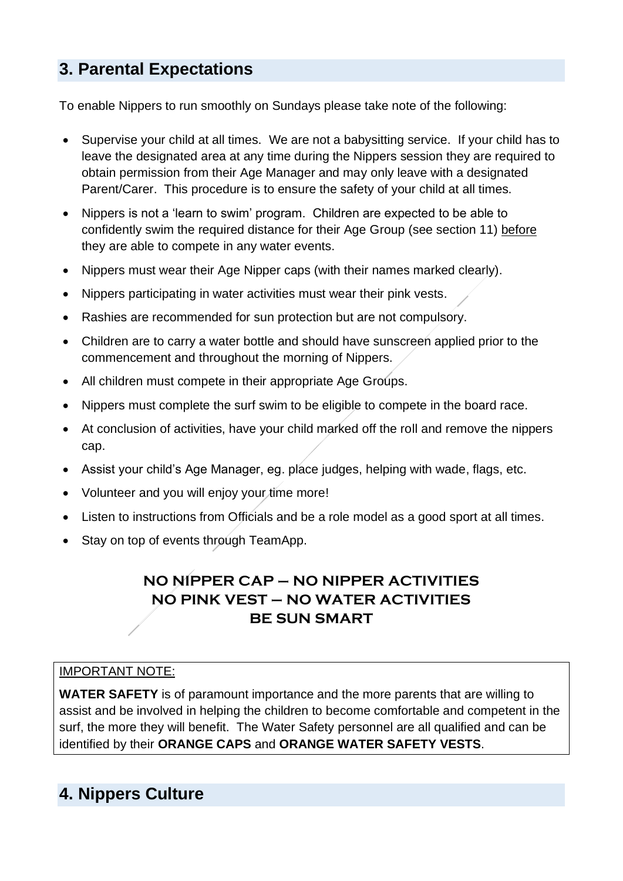## 3. Parental Expectations

To enable Nippers to run smoothly on Sundays please take note of the following:

- Supervise your child at all times. We are not a babysitting service. If your child has to leave the designated area at any time during the Nippers session they are required to obtain permission from their Age Manager and may only leave with a designated Parent/Carer. This procedure is to ensure the safety of your child at all times.
- Nippers is not a 'learn to swim' program. Children are expected to be able to confidently swim the required distance for their Age Group (see section 11) before they are able to compete in any water events.
- Nippers must wear their Age Nipper caps (with their names marked clearly).
- Nippers participating in water activities must wear their pink vests.
- Rashies are recommended for sun protection but are not compulsory.
- Children are to carry a water bottle and should have sunscreen applied prior to the commencement and throughout the morning of Nippers.
- All children must compete in their appropriate Age Groups.
- Nippers must complete the surf swim to be eligible to compete in the board race.
- At conclusion of activities, have your child marked off the roll and remove the nippers cap.
- Assist your child's Age Manager, eg. place judges, helping with wade, flags, etc.
- Volunteer and you will enjoy your time more!
- Listen to instructions from Officials and be a role model as a good sport at all times.
- Stay on top of events through TeamApp.

**NO NIPPER CAP – NO NIPPER ACTIVITIES**
**NO PINK VEST – NO WATER ACTIVITIES**
**BE SUN SMART**

IMPORTANT NOTE:

**WATER SAFETY** is of paramount importance and the more parents that are willing to assist and be involved in helping the children to become comfortable and competent in the surf, the more they will benefit. The Water Safety personnel are all qualified and can be identified by their **ORANGE CAPS** and **ORANGE WATER SAFETY VESTS**.

## 4. Nippers Culture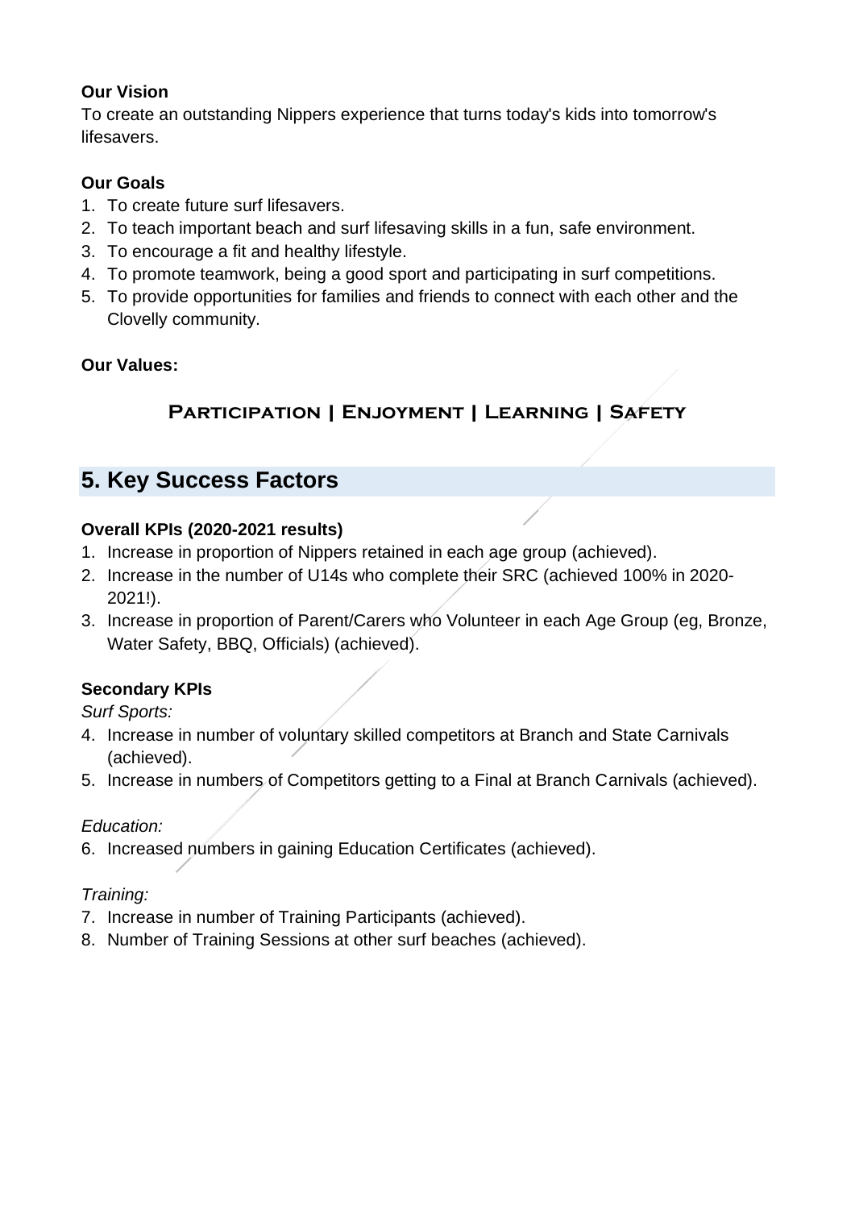**Our Vision**

To create an outstanding Nippers experience that turns today's kids into tomorrow's lifesavers.

**Our Goals**

1. To create future surf lifesavers.
2. To teach important beach and surf lifesaving skills in a fun, safe environment.
3. To encourage a fit and healthy lifestyle.
4. To promote teamwork, being a good sport and participating in surf competitions.
5. To provide opportunities for families and friends to connect with each other and the Clovelly community.

**Our Values:**

**Participation | Enjoyment | Learning | Safety**

## 5. Key Success Factors

**Overall KPIs (2020-2021 results)**

1. Increase in proportion of Nippers retained in each age group (achieved).
2. Increase in the number of U14s who complete their SRC (achieved 100% in 2020-2021!).
3. Increase in proportion of Parent/Carers who Volunteer in each Age Group (eg, Bronze, Water Safety, BBQ, Officials) (achieved).

**Secondary KPIs**

*Surf Sports:*

4. Increase in number of voluntary skilled competitors at Branch and State Carnivals (achieved).
5. Increase in numbers of Competitors getting to a Final at Branch Carnivals (achieved).

*Education:*

6. Increased numbers in gaining Education Certificates (achieved).

*Training:*

7. Increase in number of Training Participants (achieved).
8. Number of Training Sessions at other surf beaches (achieved).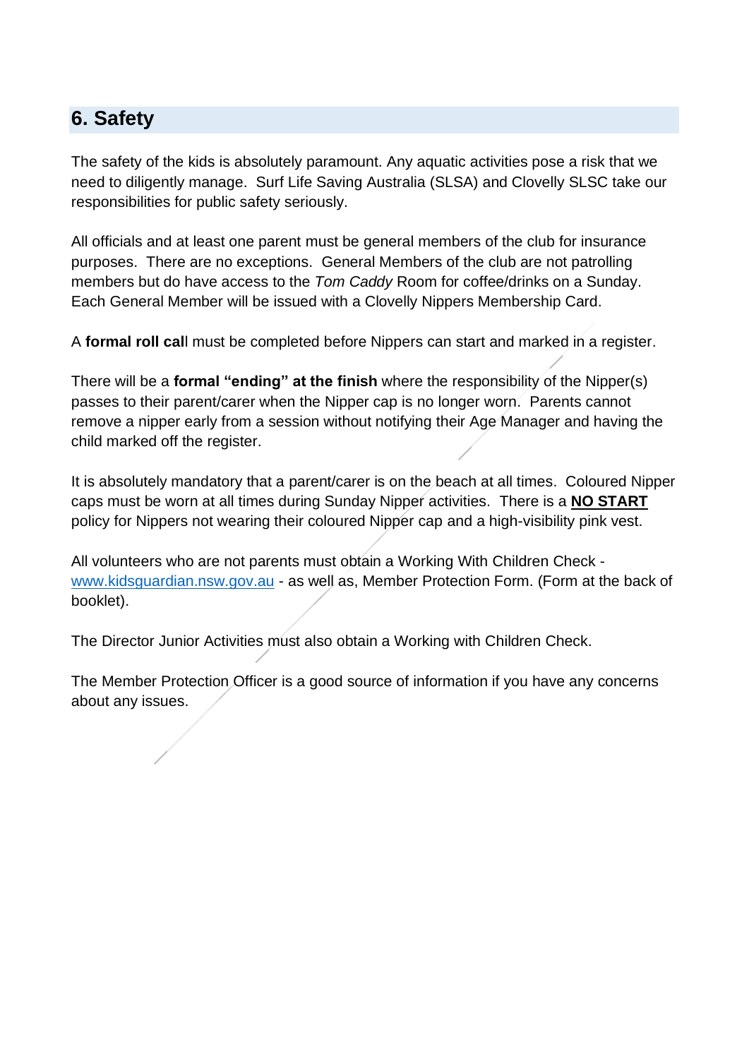## 6. Safety

The safety of the kids is absolutely paramount. Any aquatic activities pose a risk that we need to diligently manage. Surf Life Saving Australia (SLSA) and Clovelly SLSC take our responsibilities for public safety seriously.

All officials and at least one parent must be general members of the club for insurance purposes. There are no exceptions. General Members of the club are not patrolling members but do have access to the *Tom Caddy* Room for coffee/drinks on a Sunday. Each General Member will be issued with a Clovelly Nippers Membership Card.

A **formal roll cal**l must be completed before Nippers can start and marked in a register.

There will be a **formal "ending" at the finish** where the responsibility of the Nipper(s) passes to their parent/carer when the Nipper cap is no longer worn. Parents cannot remove a nipper early from a session without notifying their Age Manager and having the child marked off the register.

It is absolutely mandatory that a parent/carer is on the beach at all times. Coloured Nipper caps must be worn at all times during Sunday Nipper activities. There is a **NO START** policy for Nippers not wearing their coloured Nipper cap and a high-visibility pink vest.

All volunteers who are not parents must obtain a Working With Children Check - [www.kidsguardian.nsw.gov.au](http://www.kidsguardian.nsw.gov.au) - as well as, Member Protection Form. (Form at the back of booklet).

The Director Junior Activities must also obtain a Working with Children Check.

The Member Protection Officer is a good source of information if you have any concerns about any issues.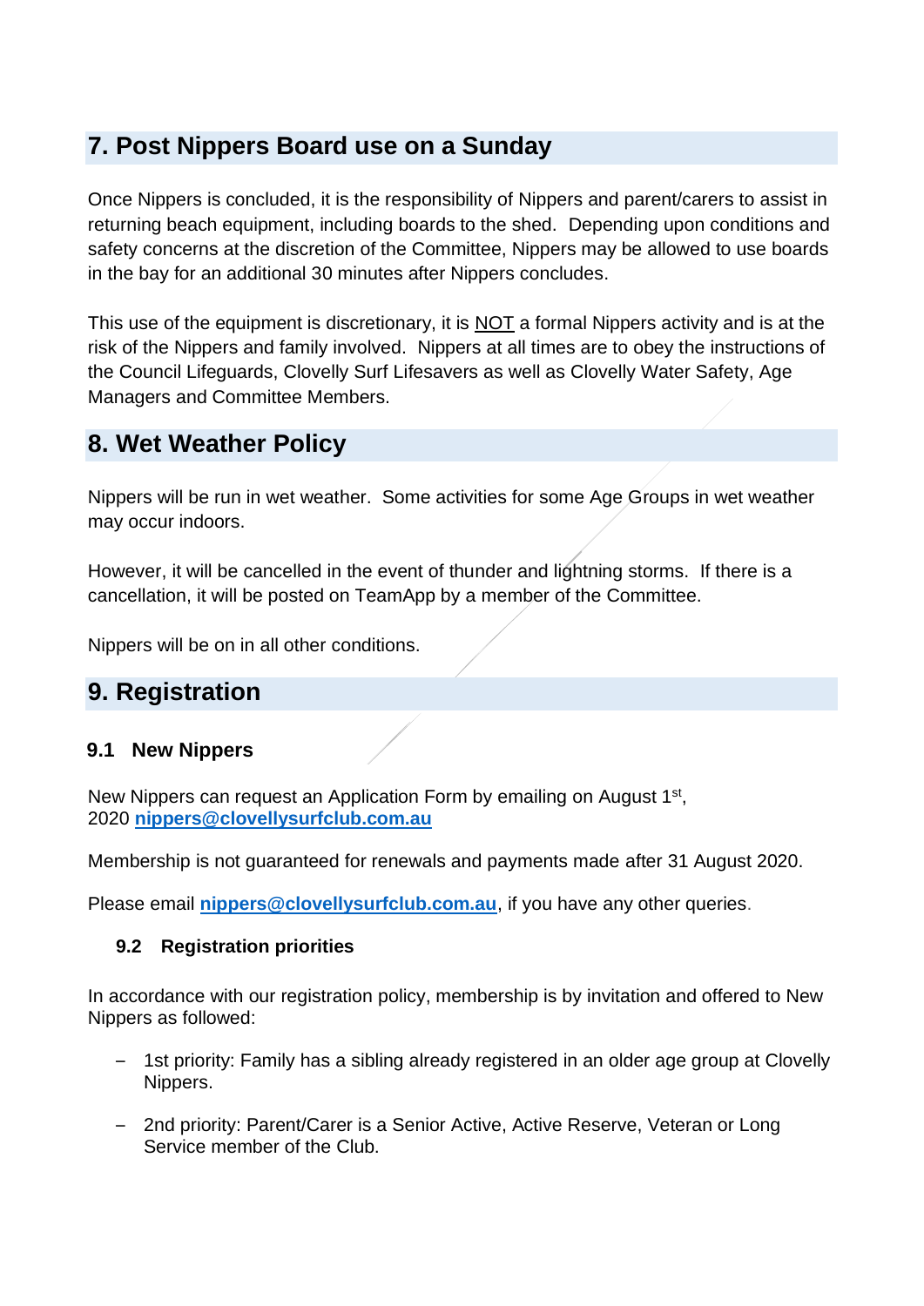## 7. Post Nippers Board use on a Sunday

Once Nippers is concluded, it is the responsibility of Nippers and parent/carers to assist in returning beach equipment, including boards to the shed. Depending upon conditions and safety concerns at the discretion of the Committee, Nippers may be allowed to use boards in the bay for an additional 30 minutes after Nippers concludes.

This use of the equipment is discretionary, it is NOT a formal Nippers activity and is at the risk of the Nippers and family involved. Nippers at all times are to obey the instructions of the Council Lifeguards, Clovelly Surf Lifesavers as well as Clovelly Water Safety, Age Managers and Committee Members.

## 8. Wet Weather Policy

Nippers will be run in wet weather. Some activities for some Age Groups in wet weather may occur indoors.

However, it will be cancelled in the event of thunder and lightning storms. If there is a cancellation, it will be posted on TeamApp by a member of the Committee.

Nippers will be on in all other conditions.

## 9. Registration

### 9.1 New Nippers

New Nippers can request an Application Form by emailing on August 1st, 2020 **nippers@clovellysurfclub.com.au**

Membership is not guaranteed for renewals and payments made after 31 August 2020.

Please email **nippers@clovellysurfclub.com.au**, if you have any other queries.

### 9.2 Registration priorities

In accordance with our registration policy, membership is by invitation and offered to New Nippers as followed:

- 1st priority: Family has a sibling already registered in an older age group at Clovelly Nippers.
- 2nd priority: Parent/Carer is a Senior Active, Active Reserve, Veteran or Long Service member of the Club.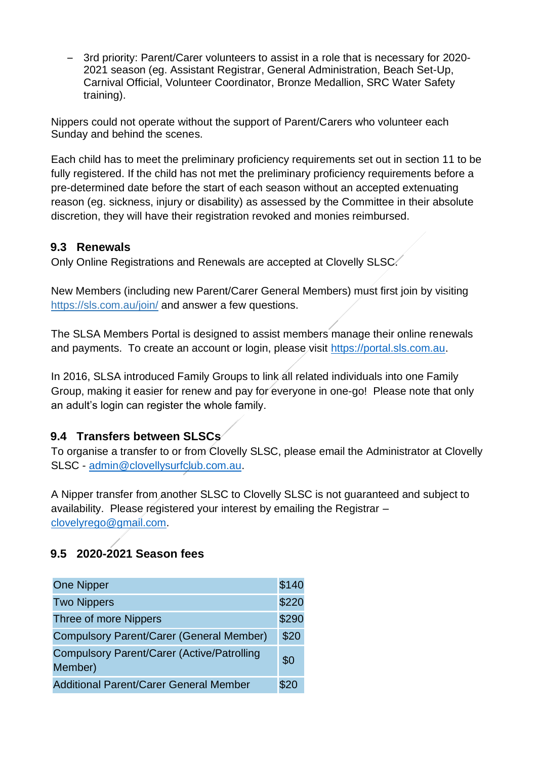- 3rd priority: Parent/Carer volunteers to assist in a role that is necessary for 2020-2021 season (eg. Assistant Registrar, General Administration, Beach Set-Up, Carnival Official, Volunteer Coordinator, Bronze Medallion, SRC Water Safety training).

Nippers could not operate without the support of Parent/Carers who volunteer each Sunday and behind the scenes.

Each child has to meet the preliminary proficiency requirements set out in section 11 to be fully registered. If the child has not met the preliminary proficiency requirements before a pre-determined date before the start of each season without an accepted extenuating reason (eg. sickness, injury or disability) as assessed by the Committee in their absolute discretion, they will have their registration revoked and monies reimbursed.

### 9.3 Renewals

Only Online Registrations and Renewals are accepted at Clovelly SLSC.

New Members (including new Parent/Carer General Members) must first join by visiting https://sls.com.au/join/ and answer a few questions.

The SLSA Members Portal is designed to assist members manage their online renewals and payments. To create an account or login, please visit https://portal.sls.com.au.

In 2016, SLSA introduced Family Groups to link all related individuals into one Family Group, making it easier for renew and pay for everyone in one-go! Please note that only an adult's login can register the whole family.

### 9.4 Transfers between SLSCs

To organise a transfer to or from Clovelly SLSC, please email the Administrator at Clovelly SLSC - admin@clovellysurfclub.com.au.

A Nipper transfer from another SLSC to Clovelly SLSC is not guaranteed and subject to availability. Please registered your interest by emailing the Registrar – clovelyrego@gmail.com.

### 9.5 2020-2021 Season fees

| | |
|---|---|
| One Nipper | $140 |
| Two Nippers | $220 |
| Three of more Nippers | $290 |
| Compulsory Parent/Carer (General Member) | $20 |
| Compulsory Parent/Carer (Active/Patrolling Member) | $0 |
| Additional Parent/Carer General Member | $20 |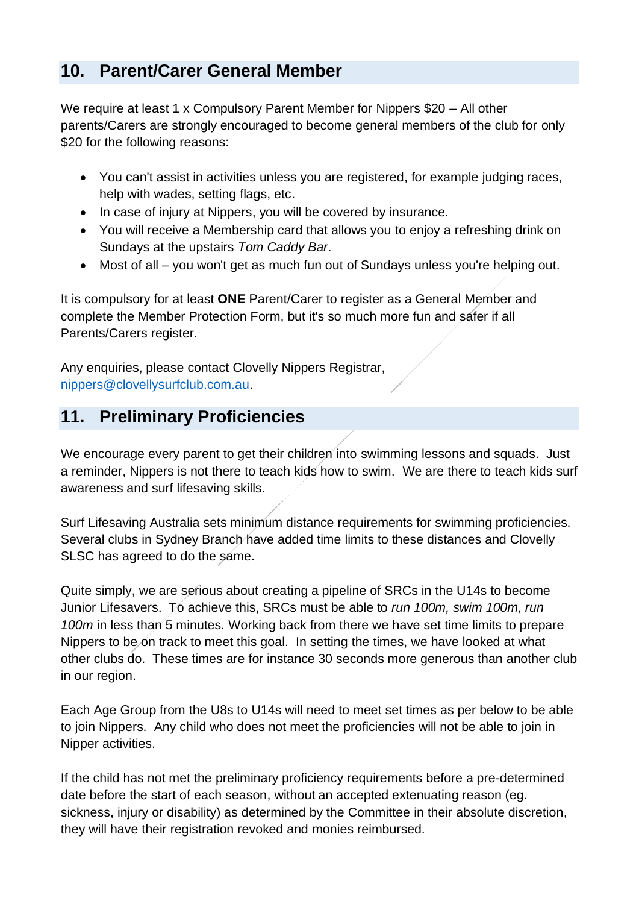## 10. Parent/Carer General Member

We require at least 1 x Compulsory Parent Member for Nippers $20 – All other parents/Carers are strongly encouraged to become general members of the club for only $20 for the following reasons:

- You can't assist in activities unless you are registered, for example judging races, help with wades, setting flags, etc.
- In case of injury at Nippers, you will be covered by insurance.
- You will receive a Membership card that allows you to enjoy a refreshing drink on Sundays at the upstairs *Tom Caddy Bar*.
- Most of all – you won't get as much fun out of Sundays unless you're helping out.

It is compulsory for at least **ONE** Parent/Carer to register as a General Member and complete the Member Protection Form, but it's so much more fun and safer if all Parents/Carers register.

Any enquiries, please contact Clovelly Nippers Registrar, nippers@clovellysurfclub.com.au.

## 11. Preliminary Proficiencies

We encourage every parent to get their children into swimming lessons and squads. Just a reminder, Nippers is not there to teach kids how to swim. We are there to teach kids surf awareness and surf lifesaving skills.

Surf Lifesaving Australia sets minimum distance requirements for swimming proficiencies. Several clubs in Sydney Branch have added time limits to these distances and Clovelly SLSC has agreed to do the same.

Quite simply, we are serious about creating a pipeline of SRCs in the U14s to become Junior Lifesavers. To achieve this, SRCs must be able to *run 100m, swim 100m, run 100m* in less than 5 minutes. Working back from there we have set time limits to prepare Nippers to be on track to meet this goal. In setting the times, we have looked at what other clubs do. These times are for instance 30 seconds more generous than another club in our region.

Each Age Group from the U8s to U14s will need to meet set times as per below to be able to join Nippers. Any child who does not meet the proficiencies will not be able to join in Nipper activities.

If the child has not met the preliminary proficiency requirements before a pre-determined date before the start of each season, without an accepted extenuating reason (eg. sickness, injury or disability) as determined by the Committee in their absolute discretion, they will have their registration revoked and monies reimbursed.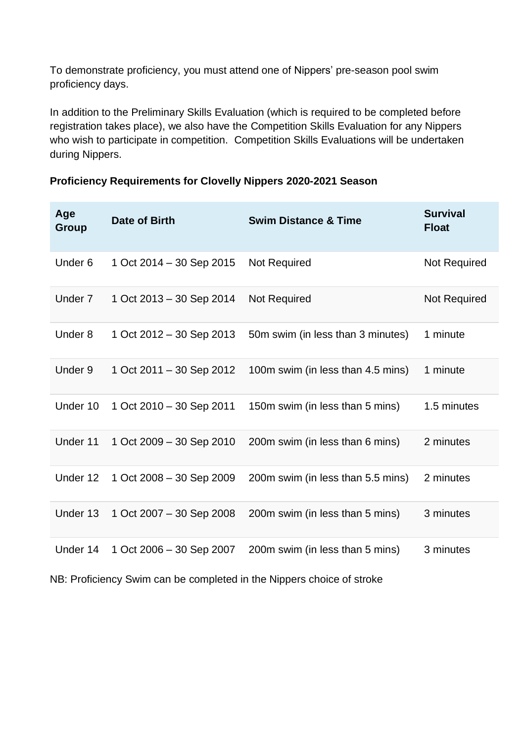To demonstrate proficiency, you must attend one of Nippers' pre-season pool swim proficiency days.

In addition to the Preliminary Skills Evaluation (which is required to be completed before registration takes place), we also have the Competition Skills Evaluation for any Nippers who wish to participate in competition. Competition Skills Evaluations will be undertaken during Nippers.

**Proficiency Requirements for Clovelly Nippers 2020-2021 Season**

| Age Group | Date of Birth | Swim Distance & Time | Survival Float |
|---|---|---|---|
| Under 6 | 1 Oct 2014 – 30 Sep 2015 | Not Required | Not Required |
| Under 7 | 1 Oct 2013 – 30 Sep 2014 | Not Required | Not Required |
| Under 8 | 1 Oct 2012 – 30 Sep 2013 | 50m swim (in less than 3 minutes) | 1 minute |
| Under 9 | 1 Oct 2011 – 30 Sep 2012 | 100m swim (in less than 4.5 mins) | 1 minute |
| Under 10 | 1 Oct 2010 – 30 Sep 2011 | 150m swim (in less than 5 mins) | 1.5 minutes |
| Under 11 | 1 Oct 2009 – 30 Sep 2010 | 200m swim (in less than 6 mins) | 2 minutes |
| Under 12 | 1 Oct 2008 – 30 Sep 2009 | 200m swim (in less than 5.5 mins) | 2 minutes |
| Under 13 | 1 Oct 2007 – 30 Sep 2008 | 200m swim (in less than 5 mins) | 3 minutes |
| Under 14 | 1 Oct 2006 – 30 Sep 2007 | 200m swim (in less than 5 mins) | 3 minutes |

NB: Proficiency Swim can be completed in the Nippers choice of stroke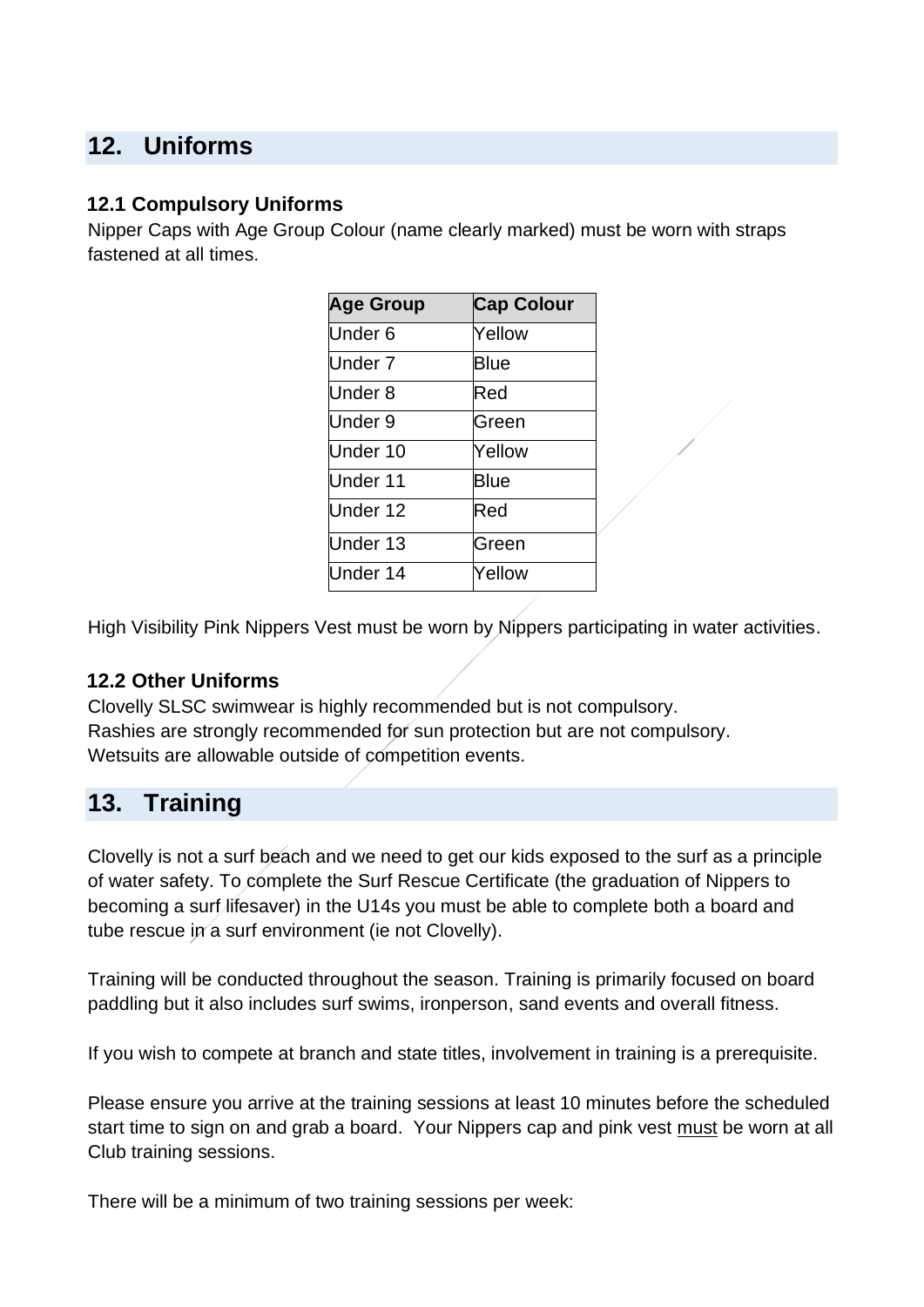## 12. Uniforms

### 12.1 Compulsory Uniforms

Nipper Caps with Age Group Colour (name clearly marked) must be worn with straps fastened at all times.

| Age Group | Cap Colour |
|---|---|
| Under 6 | Yellow |
| Under 7 | Blue |
| Under 8 | Red |
| Under 9 | Green |
| Under 10 | Yellow |
| Under 11 | Blue |
| Under 12 | Red |
| Under 13 | Green |
| Under 14 | Yellow |

High Visibility Pink Nippers Vest must be worn by Nippers participating in water activities.

### 12.2 Other Uniforms

Clovelly SLSC swimwear is highly recommended but is not compulsory.
Rashies are strongly recommended for sun protection but are not compulsory.
Wetsuits are allowable outside of competition events.

## 13. Training

Clovelly is not a surf beach and we need to get our kids exposed to the surf as a principle of water safety. To complete the Surf Rescue Certificate (the graduation of Nippers to becoming a surf lifesaver) in the U14s you must be able to complete both a board and tube rescue in a surf environment (ie not Clovelly).

Training will be conducted throughout the season. Training is primarily focused on board paddling but it also includes surf swims, ironperson, sand events and overall fitness.

If you wish to compete at branch and state titles, involvement in training is a prerequisite.

Please ensure you arrive at the training sessions at least 10 minutes before the scheduled start time to sign on and grab a board. Your Nippers cap and pink vest <u>must</u> be worn at all Club training sessions.

There will be a minimum of two training sessions per week: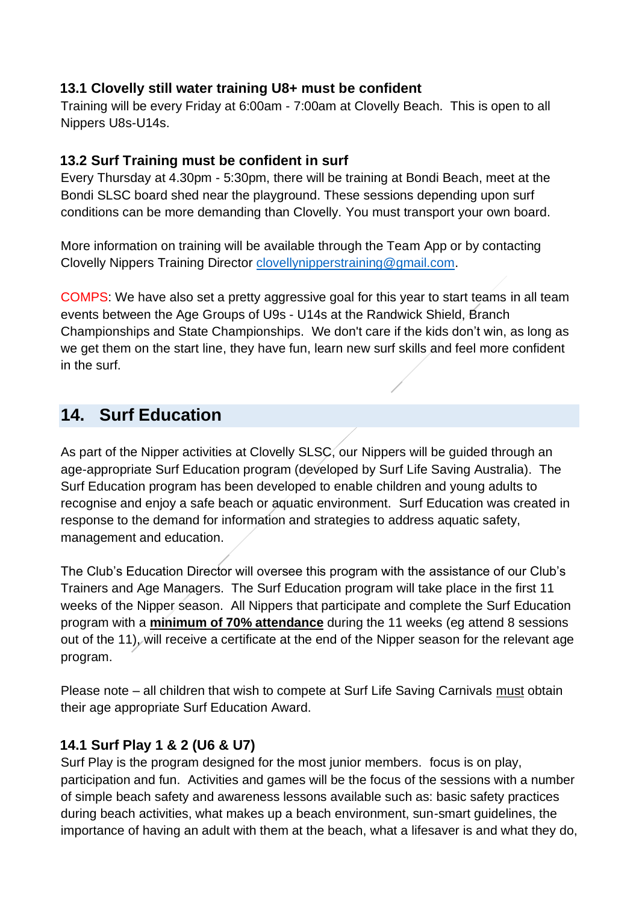### 13.1 Clovelly still water training U8+ must be confident

Training will be every Friday at 6:00am - 7:00am at Clovelly Beach. This is open to all Nippers U8s-U14s.

### 13.2 Surf Training must be confident in surf

Every Thursday at 4.30pm - 5:30pm, there will be training at Bondi Beach, meet at the Bondi SLSC board shed near the playground. These sessions depending upon surf conditions can be more demanding than Clovelly. You must transport your own board.

More information on training will be available through the Team App or by contacting Clovelly Nippers Training Director [clovellynipperstraining@gmail.com](mailto:clovellynipperstraining@gmail.com).

COMPS: We have also set a pretty aggressive goal for this year to start teams in all team events between the Age Groups of U9s - U14s at the Randwick Shield, Branch Championships and State Championships. We don't care if the kids don't win, as long as we get them on the start line, they have fun, learn new surf skills and feel more confident in the surf.

## 14. Surf Education

As part of the Nipper activities at Clovelly SLSC, our Nippers will be guided through an age-appropriate Surf Education program (developed by Surf Life Saving Australia). The Surf Education program has been developed to enable children and young adults to recognise and enjoy a safe beach or aquatic environment. Surf Education was created in response to the demand for information and strategies to address aquatic safety, management and education.

The Club's Education Director will oversee this program with the assistance of our Club's Trainers and Age Managers. The Surf Education program will take place in the first 11 weeks of the Nipper season. All Nippers that participate and complete the Surf Education program with a **minimum of 70% attendance** during the 11 weeks (eg attend 8 sessions out of the 11), will receive a certificate at the end of the Nipper season for the relevant age program.

Please note – all children that wish to compete at Surf Life Saving Carnivals must obtain their age appropriate Surf Education Award.

### 14.1 Surf Play 1 & 2 (U6 & U7)

Surf Play is the program designed for the most junior members. focus is on play, participation and fun. Activities and games will be the focus of the sessions with a number of simple beach safety and awareness lessons available such as: basic safety practices during beach activities, what makes up a beach environment, sun-smart guidelines, the importance of having an adult with them at the beach, what a lifesaver is and what they do,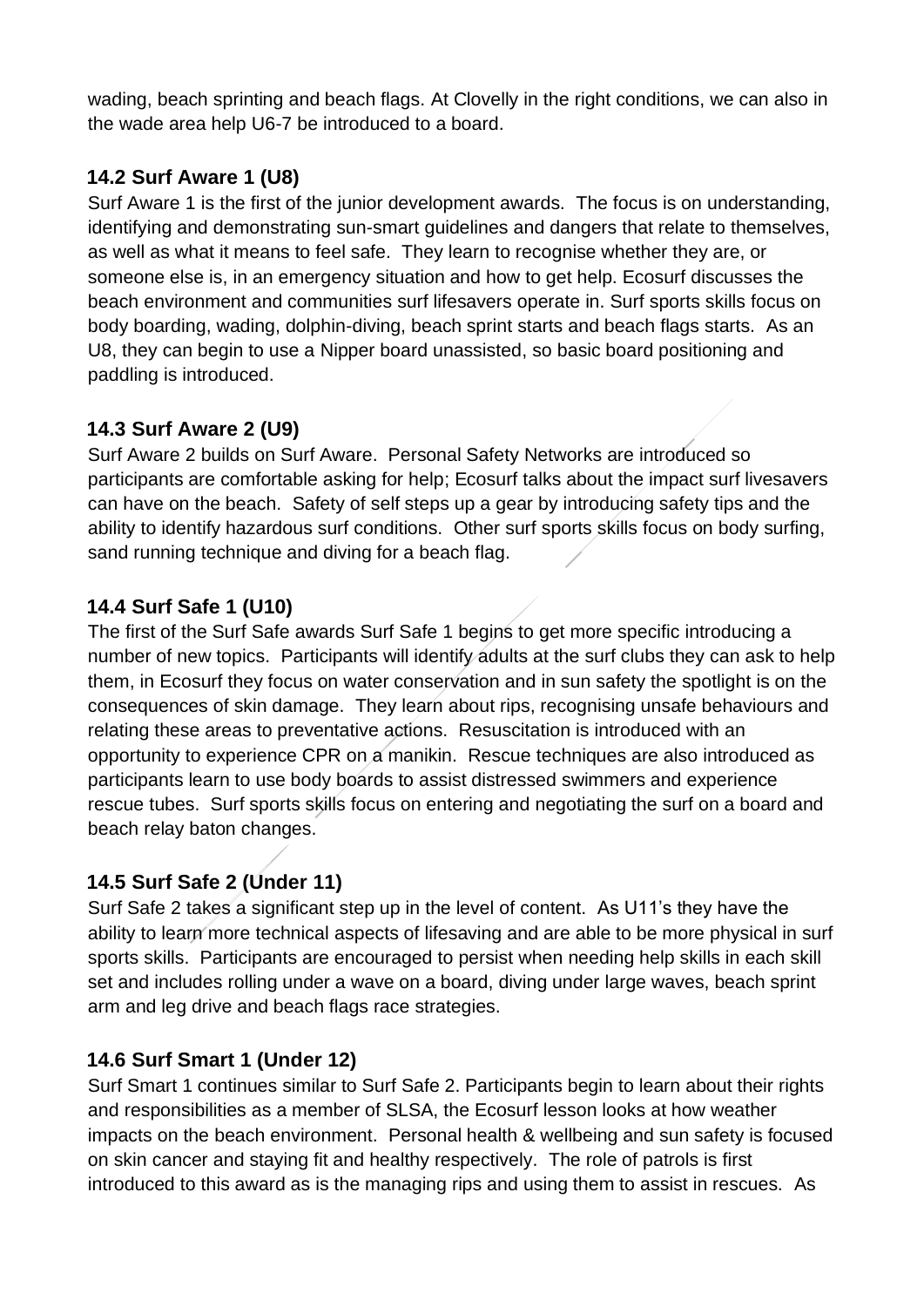wading, beach sprinting and beach flags. At Clovelly in the right conditions, we can also in the wade area help U6-7 be introduced to a board.

### 14.2 Surf Aware 1 (U8)

Surf Aware 1 is the first of the junior development awards. The focus is on understanding, identifying and demonstrating sun-smart guidelines and dangers that relate to themselves, as well as what it means to feel safe. They learn to recognise whether they are, or someone else is, in an emergency situation and how to get help. Ecosurf discusses the beach environment and communities surf lifesavers operate in. Surf sports skills focus on body boarding, wading, dolphin-diving, beach sprint starts and beach flags starts. As an U8, they can begin to use a Nipper board unassisted, so basic board positioning and paddling is introduced.

### 14.3 Surf Aware 2 (U9)

Surf Aware 2 builds on Surf Aware. Personal Safety Networks are introduced so participants are comfortable asking for help; Ecosurf talks about the impact surf livesavers can have on the beach. Safety of self steps up a gear by introducing safety tips and the ability to identify hazardous surf conditions. Other surf sports skills focus on body surfing, sand running technique and diving for a beach flag.

### 14.4 Surf Safe 1 (U10)

The first of the Surf Safe awards Surf Safe 1 begins to get more specific introducing a number of new topics. Participants will identify adults at the surf clubs they can ask to help them, in Ecosurf they focus on water conservation and in sun safety the spotlight is on the consequences of skin damage. They learn about rips, recognising unsafe behaviours and relating these areas to preventative actions. Resuscitation is introduced with an opportunity to experience CPR on a manikin. Rescue techniques are also introduced as participants learn to use body boards to assist distressed swimmers and experience rescue tubes. Surf sports skills focus on entering and negotiating the surf on a board and beach relay baton changes.

### 14.5 Surf Safe 2 (Under 11)

Surf Safe 2 takes a significant step up in the level of content. As U11's they have the ability to learn more technical aspects of lifesaving and are able to be more physical in surf sports skills. Participants are encouraged to persist when needing help skills in each skill set and includes rolling under a wave on a board, diving under large waves, beach sprint arm and leg drive and beach flags race strategies.

### 14.6 Surf Smart 1 (Under 12)

Surf Smart 1 continues similar to Surf Safe 2. Participants begin to learn about their rights and responsibilities as a member of SLSA, the Ecosurf lesson looks at how weather impacts on the beach environment. Personal health & wellbeing and sun safety is focused on skin cancer and staying fit and healthy respectively. The role of patrols is first introduced to this award as is the managing rips and using them to assist in rescues. As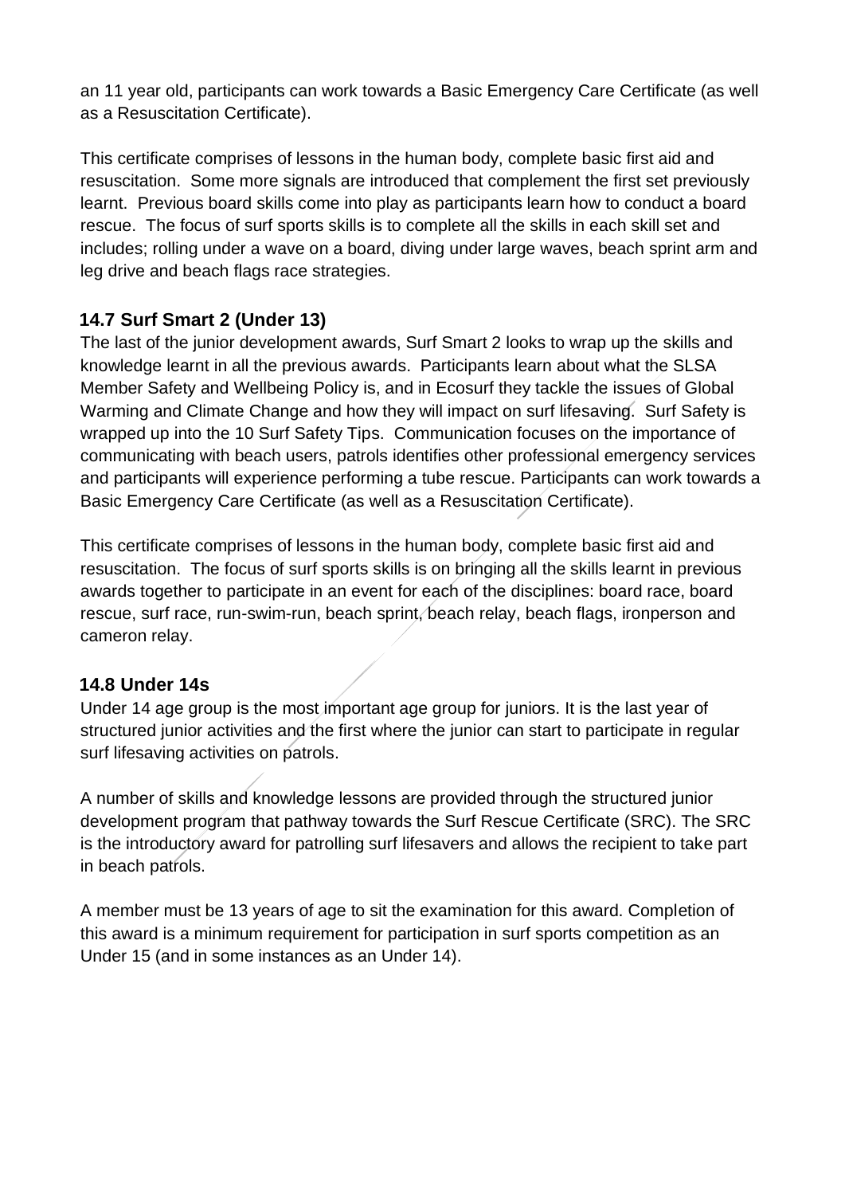an 11 year old, participants can work towards a Basic Emergency Care Certificate (as well as a Resuscitation Certificate).

This certificate comprises of lessons in the human body, complete basic first aid and resuscitation. Some more signals are introduced that complement the first set previously learnt. Previous board skills come into play as participants learn how to conduct a board rescue. The focus of surf sports skills is to complete all the skills in each skill set and includes; rolling under a wave on a board, diving under large waves, beach sprint arm and leg drive and beach flags race strategies.

### 14.7 Surf Smart 2 (Under 13)

The last of the junior development awards, Surf Smart 2 looks to wrap up the skills and knowledge learnt in all the previous awards. Participants learn about what the SLSA Member Safety and Wellbeing Policy is, and in Ecosurf they tackle the issues of Global Warming and Climate Change and how they will impact on surf lifesaving. Surf Safety is wrapped up into the 10 Surf Safety Tips. Communication focuses on the importance of communicating with beach users, patrols identifies other professional emergency services and participants will experience performing a tube rescue. Participants can work towards a Basic Emergency Care Certificate (as well as a Resuscitation Certificate).

This certificate comprises of lessons in the human body, complete basic first aid and resuscitation. The focus of surf sports skills is on bringing all the skills learnt in previous awards together to participate in an event for each of the disciplines: board race, board rescue, surf race, run-swim-run, beach sprint, beach relay, beach flags, ironperson and cameron relay.

### 14.8 Under 14s

Under 14 age group is the most important age group for juniors. It is the last year of structured junior activities and the first where the junior can start to participate in regular surf lifesaving activities on patrols.

A number of skills and knowledge lessons are provided through the structured junior development program that pathway towards the Surf Rescue Certificate (SRC). The SRC is the introductory award for patrolling surf lifesavers and allows the recipient to take part in beach patrols.

A member must be 13 years of age to sit the examination for this award. Completion of this award is a minimum requirement for participation in surf sports competition as an Under 15 (and in some instances as an Under 14).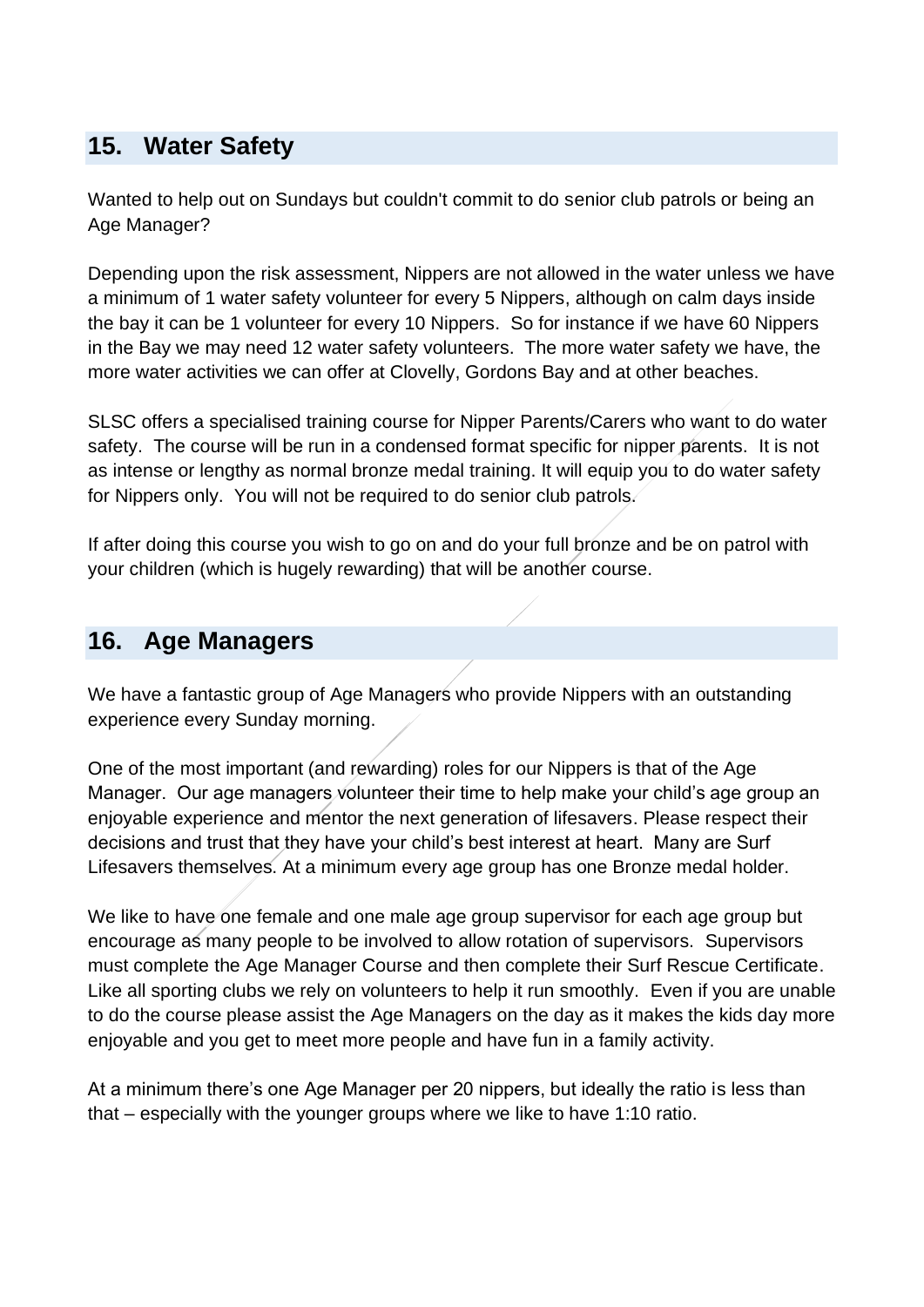## 15. Water Safety

Wanted to help out on Sundays but couldn't commit to do senior club patrols or being an Age Manager?

Depending upon the risk assessment, Nippers are not allowed in the water unless we have a minimum of 1 water safety volunteer for every 5 Nippers, although on calm days inside the bay it can be 1 volunteer for every 10 Nippers. So for instance if we have 60 Nippers in the Bay we may need 12 water safety volunteers. The more water safety we have, the more water activities we can offer at Clovelly, Gordons Bay and at other beaches.

SLSC offers a specialised training course for Nipper Parents/Carers who want to do water safety. The course will be run in a condensed format specific for nipper parents. It is not as intense or lengthy as normal bronze medal training. It will equip you to do water safety for Nippers only. You will not be required to do senior club patrols.

If after doing this course you wish to go on and do your full bronze and be on patrol with your children (which is hugely rewarding) that will be another course.

## 16. Age Managers

We have a fantastic group of Age Managers who provide Nippers with an outstanding experience every Sunday morning.

One of the most important (and rewarding) roles for our Nippers is that of the Age Manager. Our age managers volunteer their time to help make your child's age group an enjoyable experience and mentor the next generation of lifesavers. Please respect their decisions and trust that they have your child's best interest at heart. Many are Surf Lifesavers themselves. At a minimum every age group has one Bronze medal holder.

We like to have one female and one male age group supervisor for each age group but encourage as many people to be involved to allow rotation of supervisors. Supervisors must complete the Age Manager Course and then complete their Surf Rescue Certificate. Like all sporting clubs we rely on volunteers to help it run smoothly. Even if you are unable to do the course please assist the Age Managers on the day as it makes the kids day more enjoyable and you get to meet more people and have fun in a family activity.

At a minimum there's one Age Manager per 20 nippers, but ideally the ratio is less than that – especially with the younger groups where we like to have 1:10 ratio.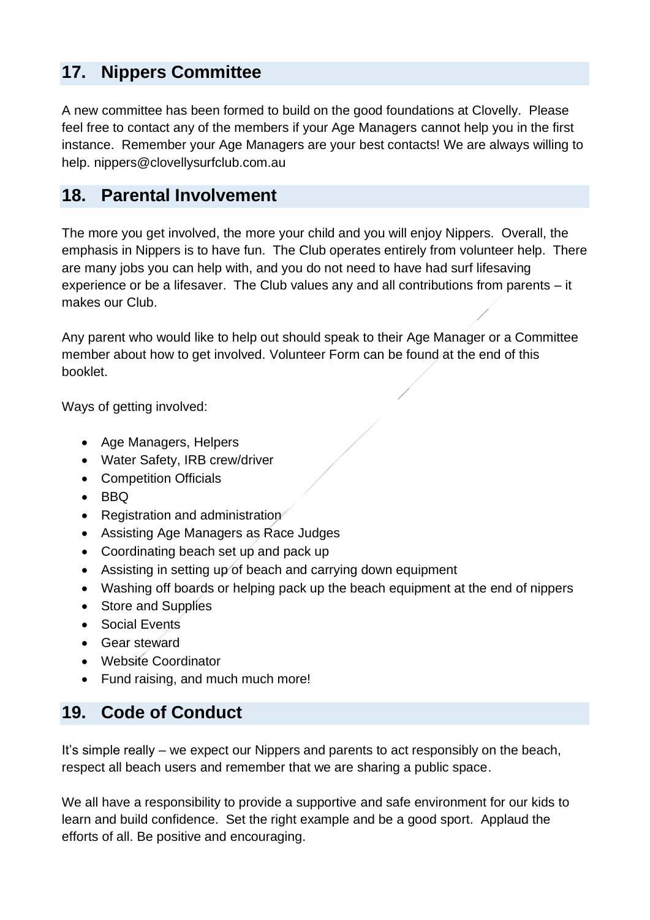## 17. Nippers Committee

A new committee has been formed to build on the good foundations at Clovelly. Please feel free to contact any of the members if your Age Managers cannot help you in the first instance. Remember your Age Managers are your best contacts! We are always willing to help. nippers@clovellysurfclub.com.au

## 18. Parental Involvement

The more you get involved, the more your child and you will enjoy Nippers. Overall, the emphasis in Nippers is to have fun. The Club operates entirely from volunteer help. There are many jobs you can help with, and you do not need to have had surf lifesaving experience or be a lifesaver. The Club values any and all contributions from parents – it makes our Club.

Any parent who would like to help out should speak to their Age Manager or a Committee member about how to get involved. Volunteer Form can be found at the end of this booklet.

Ways of getting involved:

- Age Managers, Helpers
- Water Safety, IRB crew/driver
- Competition Officials
- BBQ
- Registration and administration
- Assisting Age Managers as Race Judges
- Coordinating beach set up and pack up
- Assisting in setting up of beach and carrying down equipment
- Washing off boards or helping pack up the beach equipment at the end of nippers
- Store and Supplies
- Social Events
- Gear steward
- Website Coordinator
- Fund raising, and much much more!

## 19. Code of Conduct

It's simple really – we expect our Nippers and parents to act responsibly on the beach, respect all beach users and remember that we are sharing a public space.

We all have a responsibility to provide a supportive and safe environment for our kids to learn and build confidence. Set the right example and be a good sport. Applaud the efforts of all. Be positive and encouraging.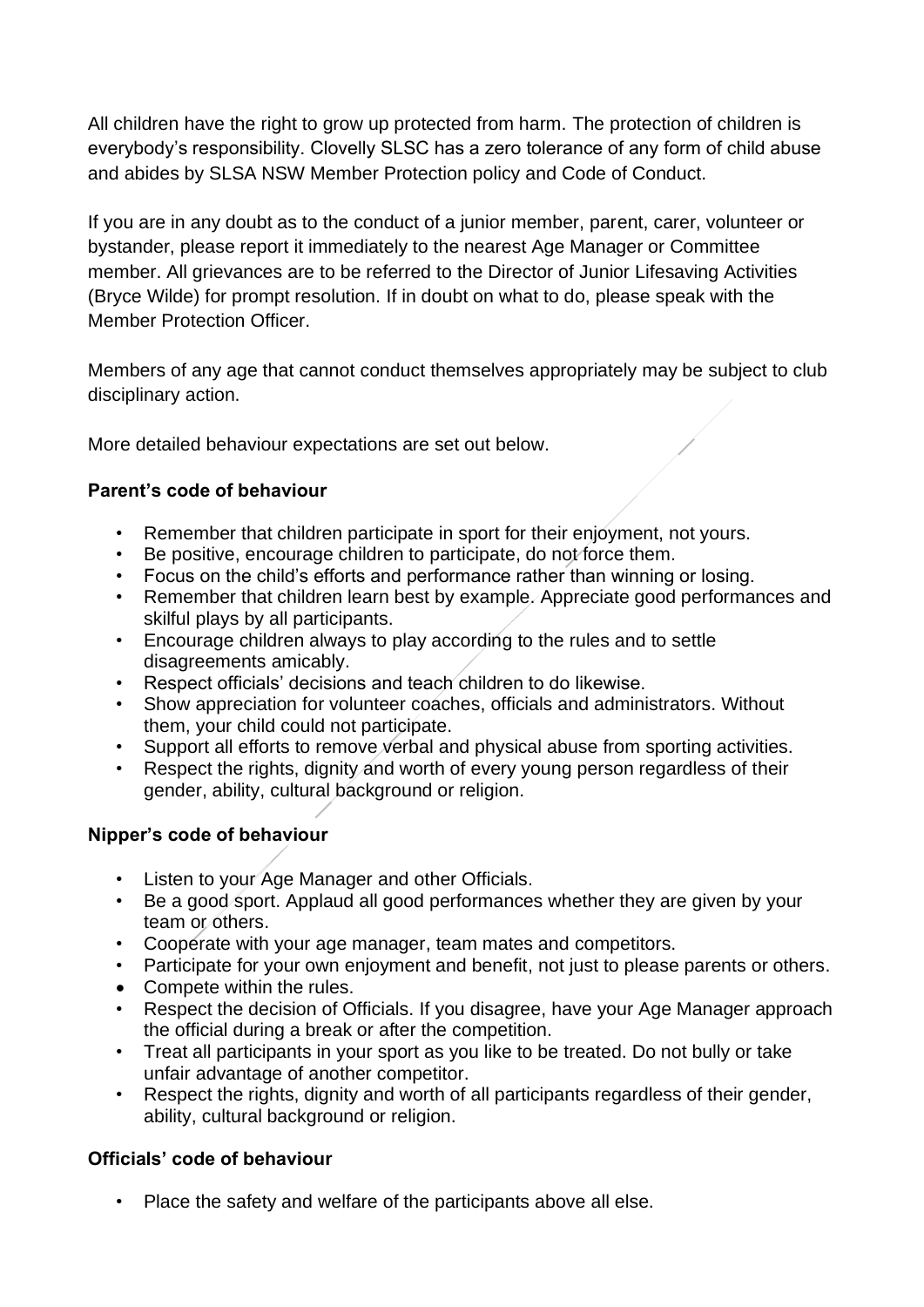All children have the right to grow up protected from harm. The protection of children is everybody's responsibility. Clovelly SLSC has a zero tolerance of any form of child abuse and abides by SLSA NSW Member Protection policy and Code of Conduct.

If you are in any doubt as to the conduct of a junior member, parent, carer, volunteer or bystander, please report it immediately to the nearest Age Manager or Committee member. All grievances are to be referred to the Director of Junior Lifesaving Activities (Bryce Wilde) for prompt resolution. If in doubt on what to do, please speak with the Member Protection Officer.

Members of any age that cannot conduct themselves appropriately may be subject to club disciplinary action.

More detailed behaviour expectations are set out below.

**Parent's code of behaviour**

- Remember that children participate in sport for their enjoyment, not yours.
- Be positive, encourage children to participate, do not force them.
- Focus on the child's efforts and performance rather than winning or losing.
- Remember that children learn best by example. Appreciate good performances and skilful plays by all participants.
- Encourage children always to play according to the rules and to settle disagreements amicably.
- Respect officials' decisions and teach children to do likewise.
- Show appreciation for volunteer coaches, officials and administrators. Without them, your child could not participate.
- Support all efforts to remove verbal and physical abuse from sporting activities.
- Respect the rights, dignity and worth of every young person regardless of their gender, ability, cultural background or religion.

**Nipper's code of behaviour**

- Listen to your Age Manager and other Officials.
- Be a good sport. Applaud all good performances whether they are given by your team or others.
- Cooperate with your age manager, team mates and competitors.
- Participate for your own enjoyment and benefit, not just to please parents or others.
- Compete within the rules.
- Respect the decision of Officials. If you disagree, have your Age Manager approach the official during a break or after the competition.
- Treat all participants in your sport as you like to be treated. Do not bully or take unfair advantage of another competitor.
- Respect the rights, dignity and worth of all participants regardless of their gender, ability, cultural background or religion.

**Officials' code of behaviour**

- Place the safety and welfare of the participants above all else.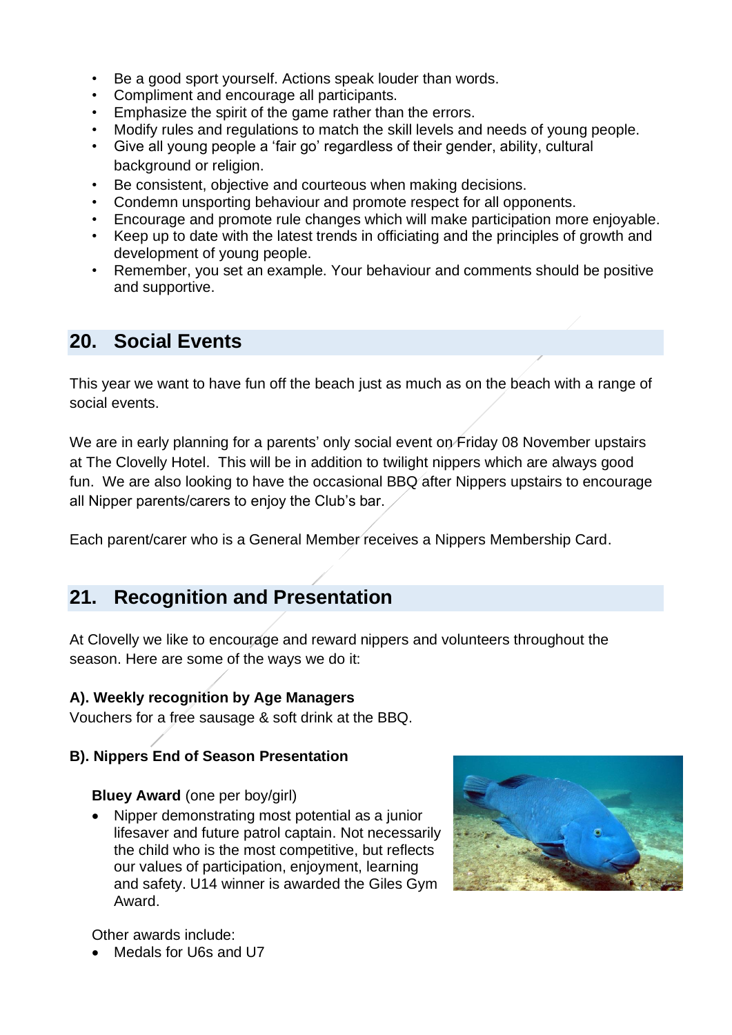- Be a good sport yourself. Actions speak louder than words.
- Compliment and encourage all participants.
- Emphasize the spirit of the game rather than the errors.
- Modify rules and regulations to match the skill levels and needs of young people.
- Give all young people a 'fair go' regardless of their gender, ability, cultural background or religion.
- Be consistent, objective and courteous when making decisions.
- Condemn unsporting behaviour and promote respect for all opponents.
- Encourage and promote rule changes which will make participation more enjoyable.
- Keep up to date with the latest trends in officiating and the principles of growth and development of young people.
- Remember, you set an example. Your behaviour and comments should be positive and supportive.

## 20. Social Events

This year we want to have fun off the beach just as much as on the beach with a range of social events.

We are in early planning for a parents' only social event on Friday 08 November upstairs at The Clovelly Hotel. This will be in addition to twilight nippers which are always good fun. We are also looking to have the occasional BBQ after Nippers upstairs to encourage all Nipper parents/carers to enjoy the Club's bar.

Each parent/carer who is a General Member receives a Nippers Membership Card.

## 21. Recognition and Presentation

At Clovelly we like to encourage and reward nippers and volunteers throughout the season. Here are some of the ways we do it:

**A). Weekly recognition by Age Managers**
Vouchers for a free sausage & soft drink at the BBQ.

**B). Nippers End of Season Presentation**

**Bluey Award** (one per boy/girl)

- Nipper demonstrating most potential as a junior lifesaver and future patrol captain. Not necessarily the child who is the most competitive, but reflects our values of participation, enjoyment, learning and safety. U14 winner is awarded the Giles Gym Award.

Other awards include:

- Medals for U6s and U7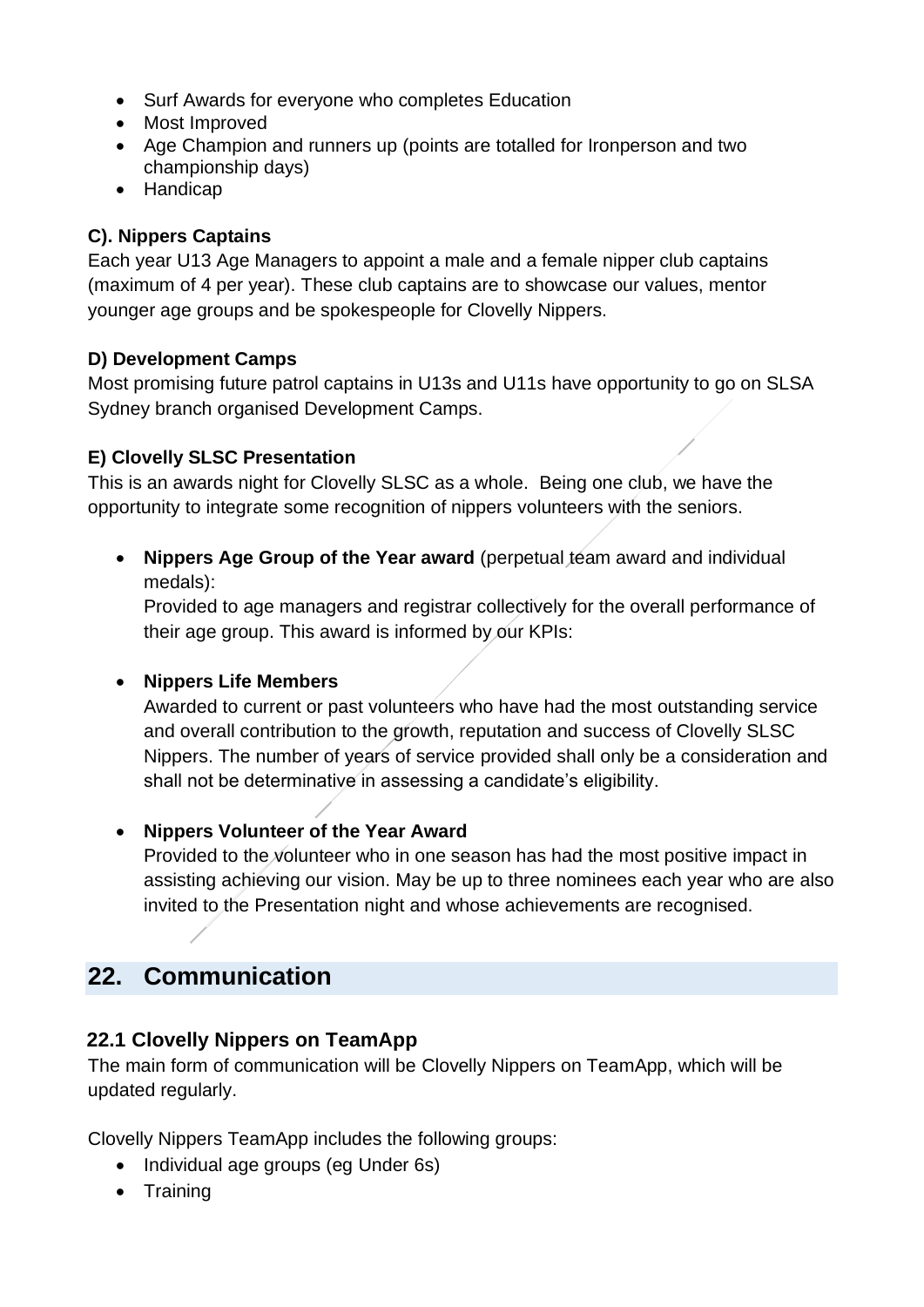- Surf Awards for everyone who completes Education
- Most Improved
- Age Champion and runners up (points are totalled for Ironperson and two championship days)
- Handicap

### C). Nippers Captains

Each year U13 Age Managers to appoint a male and a female nipper club captains (maximum of 4 per year). These club captains are to showcase our values, mentor younger age groups and be spokespeople for Clovelly Nippers.

### D) Development Camps

Most promising future patrol captains in U13s and U11s have opportunity to go on SLSA Sydney branch organised Development Camps.

### E) Clovelly SLSC Presentation

This is an awards night for Clovelly SLSC as a whole. Being one club, we have the opportunity to integrate some recognition of nippers volunteers with the seniors.

- **Nippers Age Group of the Year award** (perpetual team award and individual medals):
  Provided to age managers and registrar collectively for the overall performance of their age group. This award is informed by our KPIs:

- **Nippers Life Members**
  Awarded to current or past volunteers who have had the most outstanding service and overall contribution to the growth, reputation and success of Clovelly SLSC Nippers. The number of years of service provided shall only be a consideration and shall not be determinative in assessing a candidate's eligibility.

- **Nippers Volunteer of the Year Award**
  Provided to the volunteer who in one season has had the most positive impact in assisting achieving our vision. May be up to three nominees each year who are also invited to the Presentation night and whose achievements are recognised.

## 22. Communication

### 22.1 Clovelly Nippers on TeamApp

The main form of communication will be Clovelly Nippers on TeamApp, which will be updated regularly.

Clovelly Nippers TeamApp includes the following groups:

- Individual age groups (eg Under 6s)
- Training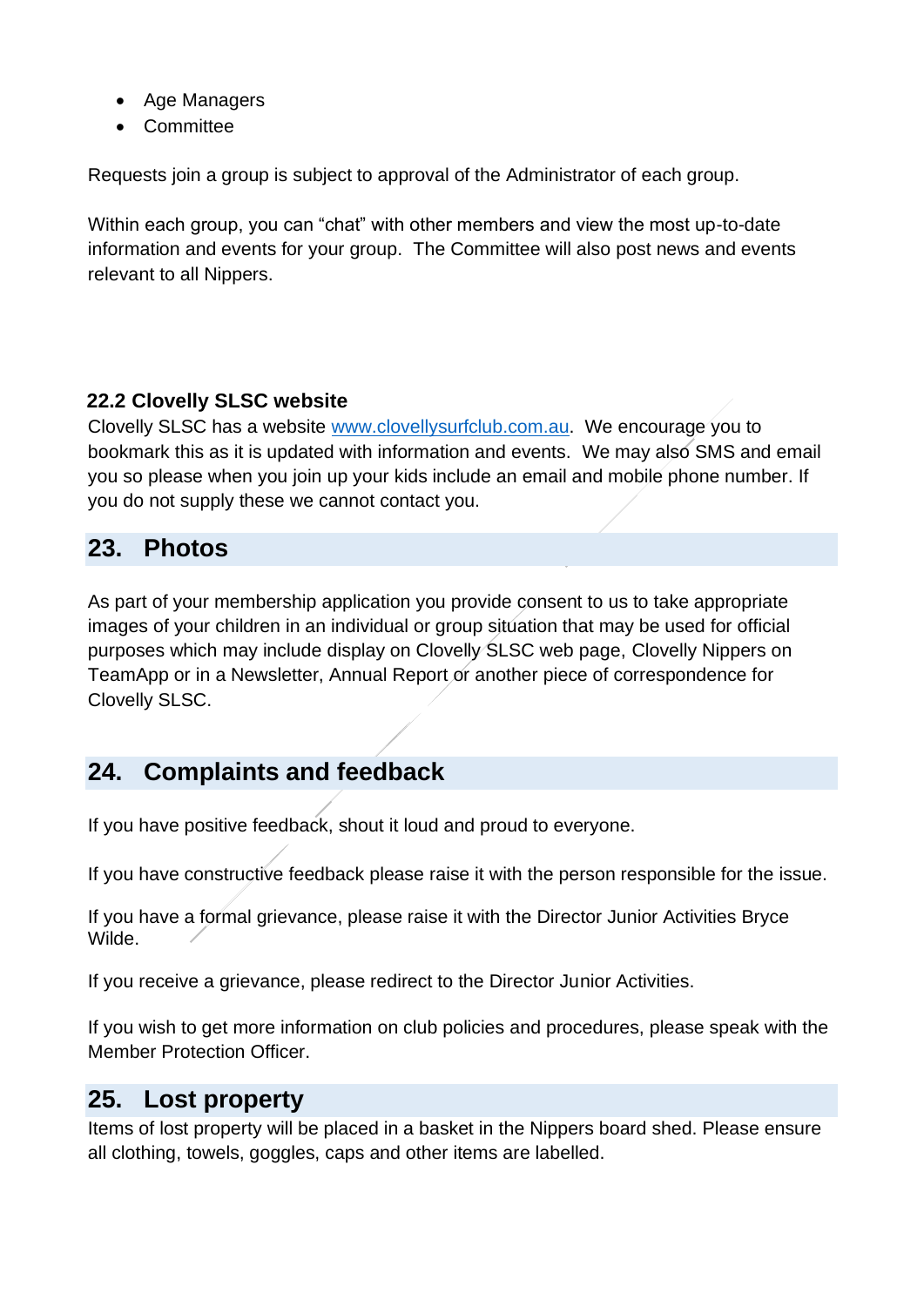- Age Managers
- Committee

Requests join a group is subject to approval of the Administrator of each group.

Within each group, you can "chat" with other members and view the most up-to-date information and events for your group. The Committee will also post news and events relevant to all Nippers.

### 22.2 Clovelly SLSC website

Clovelly SLSC has a website [www.clovellysurfclub.com.au](http://www.clovellysurfclub.com.au). We encourage you to bookmark this as it is updated with information and events. We may also SMS and email you so please when you join up your kids include an email and mobile phone number. If you do not supply these we cannot contact you.

## 23. Photos

As part of your membership application you provide consent to us to take appropriate images of your children in an individual or group situation that may be used for official purposes which may include display on Clovelly SLSC web page, Clovelly Nippers on TeamApp or in a Newsletter, Annual Report or another piece of correspondence for Clovelly SLSC.

## 24. Complaints and feedback

If you have positive feedback, shout it loud and proud to everyone.

If you have constructive feedback please raise it with the person responsible for the issue.

If you have a formal grievance, please raise it with the Director Junior Activities Bryce Wilde.

If you receive a grievance, please redirect to the Director Junior Activities.

If you wish to get more information on club policies and procedures, please speak with the Member Protection Officer.

## 25. Lost property

Items of lost property will be placed in a basket in the Nippers board shed. Please ensure all clothing, towels, goggles, caps and other items are labelled.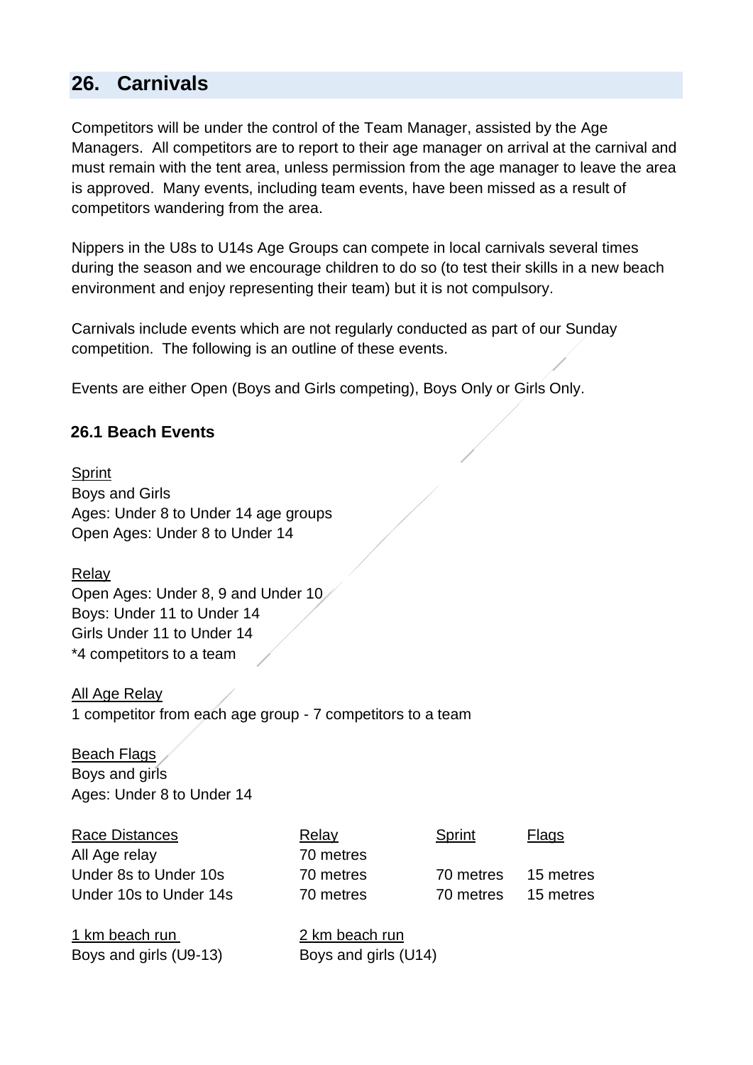## 26. Carnivals

Competitors will be under the control of the Team Manager, assisted by the Age Managers. All competitors are to report to their age manager on arrival at the carnival and must remain with the tent area, unless permission from the age manager to leave the area is approved. Many events, including team events, have been missed as a result of competitors wandering from the area.

Nippers in the U8s to U14s Age Groups can compete in local carnivals several times during the season and we encourage children to do so (to test their skills in a new beach environment and enjoy representing their team) but it is not compulsory.

Carnivals include events which are not regularly conducted as part of our Sunday competition. The following is an outline of these events.

Events are either Open (Boys and Girls competing), Boys Only or Girls Only.

### 26.1 Beach Events

Sprint
Boys and Girls
Ages: Under 8 to Under 14 age groups
Open Ages: Under 8 to Under 14

Relay
Open Ages: Under 8, 9 and Under 10
Boys: Under 11 to Under 14
Girls Under 11 to Under 14
*4 competitors to a team

All Age Relay
1 competitor from each age group - 7 competitors to a team

Beach Flags
Boys and girls
Ages: Under 8 to Under 14

| Race Distances | Relay | Sprint | Flags |
|---|---|---|---|
| All Age relay | 70 metres | | |
| Under 8s to Under 10s | 70 metres | 70 metres | 15 metres |
| Under 10s to Under 14s | 70 metres | 70 metres | 15 metres |

| 1 km beach run | 2 km beach run |
|---|---|
| Boys and girls (U9-13) | Boys and girls (U14) |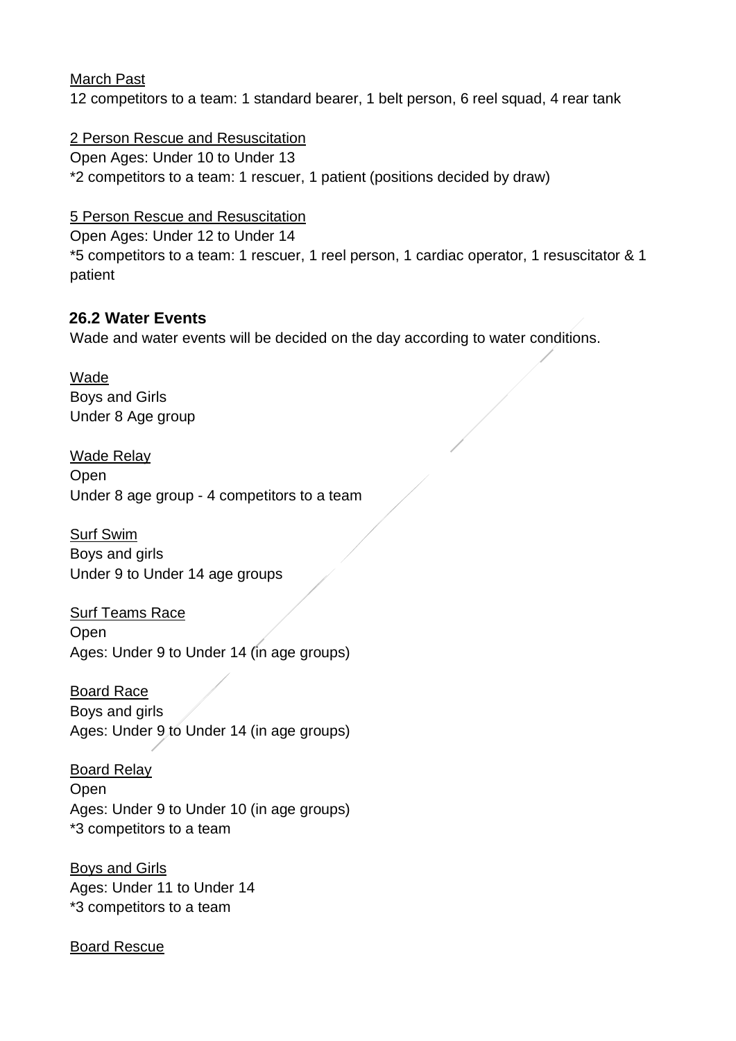March Past
12 competitors to a team: 1 standard bearer, 1 belt person, 6 reel squad, 4 rear tank

2 Person Rescue and Resuscitation
Open Ages: Under 10 to Under 13
*2 competitors to a team: 1 rescuer, 1 patient (positions decided by draw)

5 Person Rescue and Resuscitation
Open Ages: Under 12 to Under 14
*5 competitors to a team: 1 rescuer, 1 reel person, 1 cardiac operator, 1 resuscitator & 1 patient

### 26.2 Water Events

Wade and water events will be decided on the day according to water conditions.

Wade
Boys and Girls
Under 8 Age group

Wade Relay
Open
Under 8 age group - 4 competitors to a team

Surf Swim
Boys and girls
Under 9 to Under 14 age groups

Surf Teams Race
Open
Ages: Under 9 to Under 14 (in age groups)

Board Race
Boys and girls
Ages: Under 9 to Under 14 (in age groups)

Board Relay
Open
Ages: Under 9 to Under 10 (in age groups)
*3 competitors to a team

Boys and Girls
Ages: Under 11 to Under 14
*3 competitors to a team

Board Rescue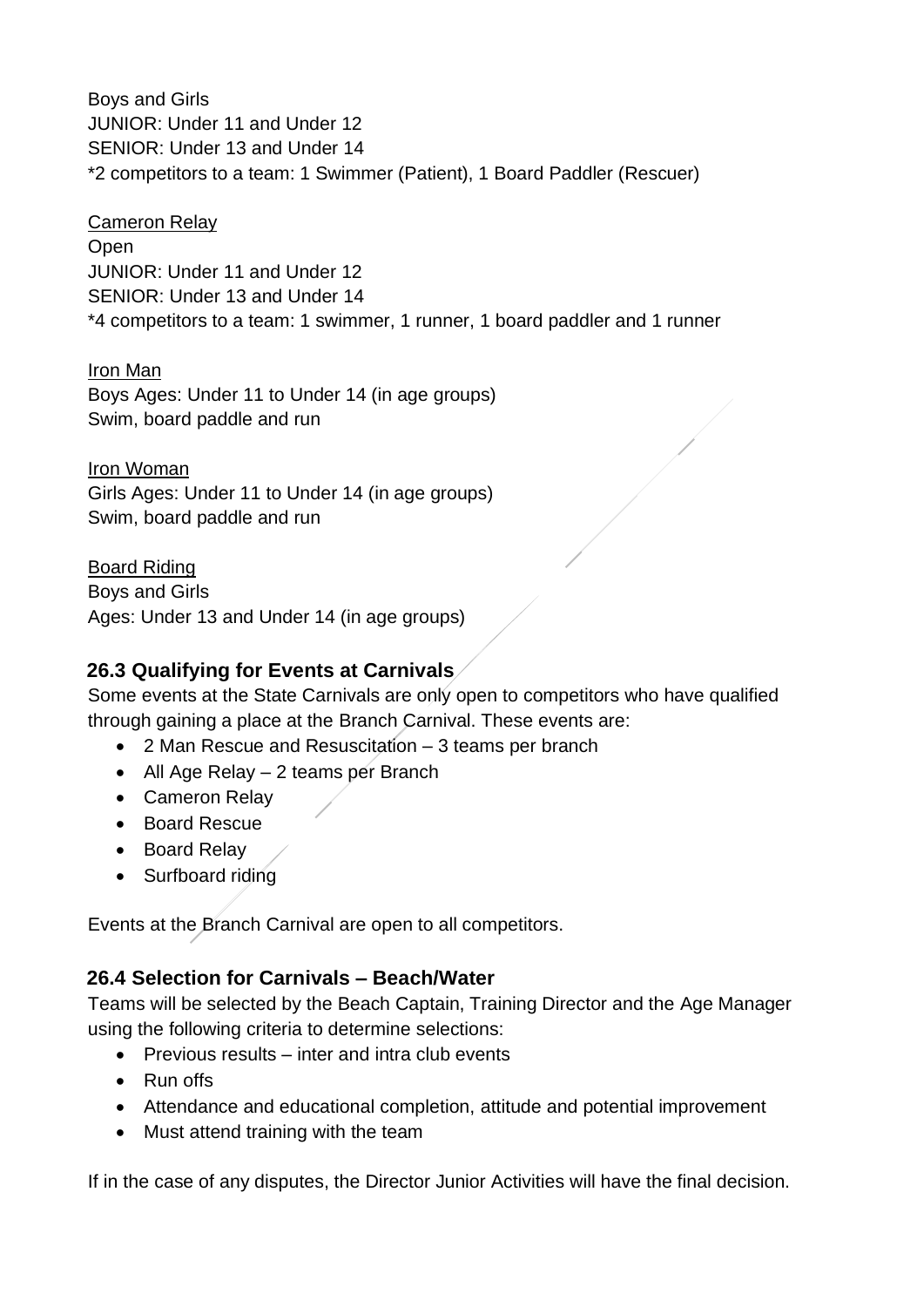Boys and Girls
JUNIOR: Under 11 and Under 12
SENIOR: Under 13 and Under 14
*2 competitors to a team: 1 Swimmer (Patient), 1 Board Paddler (Rescuer)

Cameron Relay
Open
JUNIOR: Under 11 and Under 12
SENIOR: Under 13 and Under 14
*4 competitors to a team: 1 swimmer, 1 runner, 1 board paddler and 1 runner

Iron Man
Boys Ages: Under 11 to Under 14 (in age groups)
Swim, board paddle and run

Iron Woman
Girls Ages: Under 11 to Under 14 (in age groups)
Swim, board paddle and run

Board Riding
Boys and Girls
Ages: Under 13 and Under 14 (in age groups)

### 26.3 Qualifying for Events at Carnivals

Some events at the State Carnivals are only open to competitors who have qualified through gaining a place at the Branch Carnival. These events are:

- 2 Man Rescue and Resuscitation – 3 teams per branch
- All Age Relay – 2 teams per Branch
- Cameron Relay
- Board Rescue
- Board Relay
- Surfboard riding

Events at the Branch Carnival are open to all competitors.

### 26.4 Selection for Carnivals – Beach/Water

Teams will be selected by the Beach Captain, Training Director and the Age Manager using the following criteria to determine selections:

- Previous results – inter and intra club events
- Run offs
- Attendance and educational completion, attitude and potential improvement
- Must attend training with the team

If in the case of any disputes, the Director Junior Activities will have the final decision.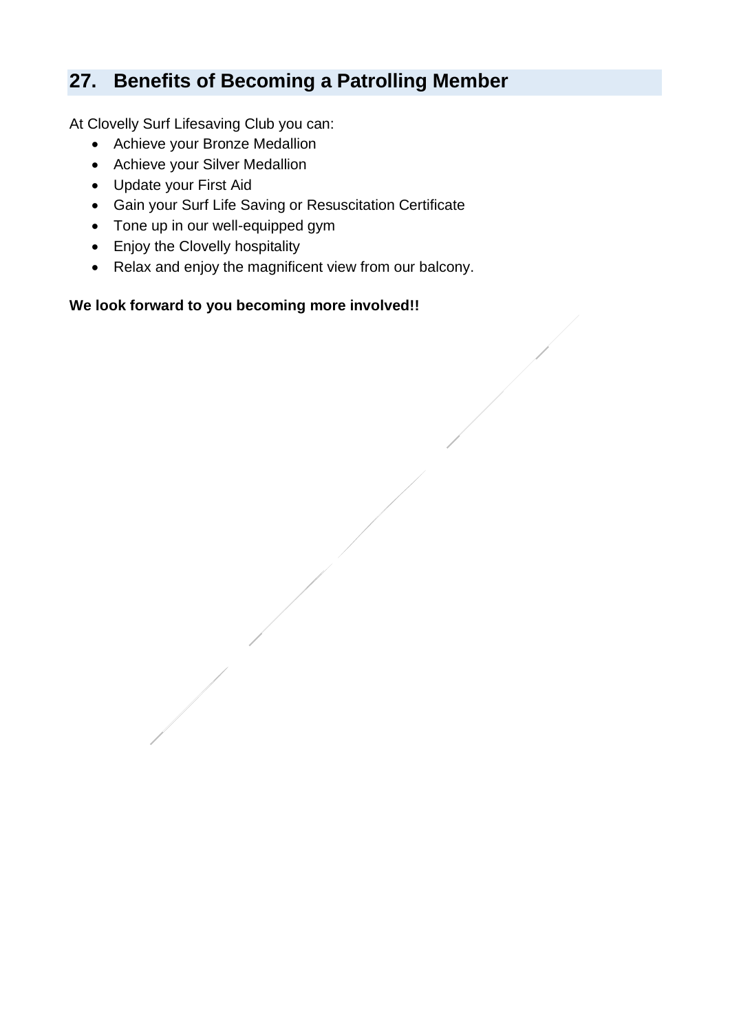## 27. Benefits of Becoming a Patrolling Member

At Clovelly Surf Lifesaving Club you can:

- Achieve your Bronze Medallion
- Achieve your Silver Medallion
- Update your First Aid
- Gain your Surf Life Saving or Resuscitation Certificate
- Tone up in our well-equipped gym
- Enjoy the Clovelly hospitality
- Relax and enjoy the magnificent view from our balcony.

**We look forward to you becoming more involved!!**